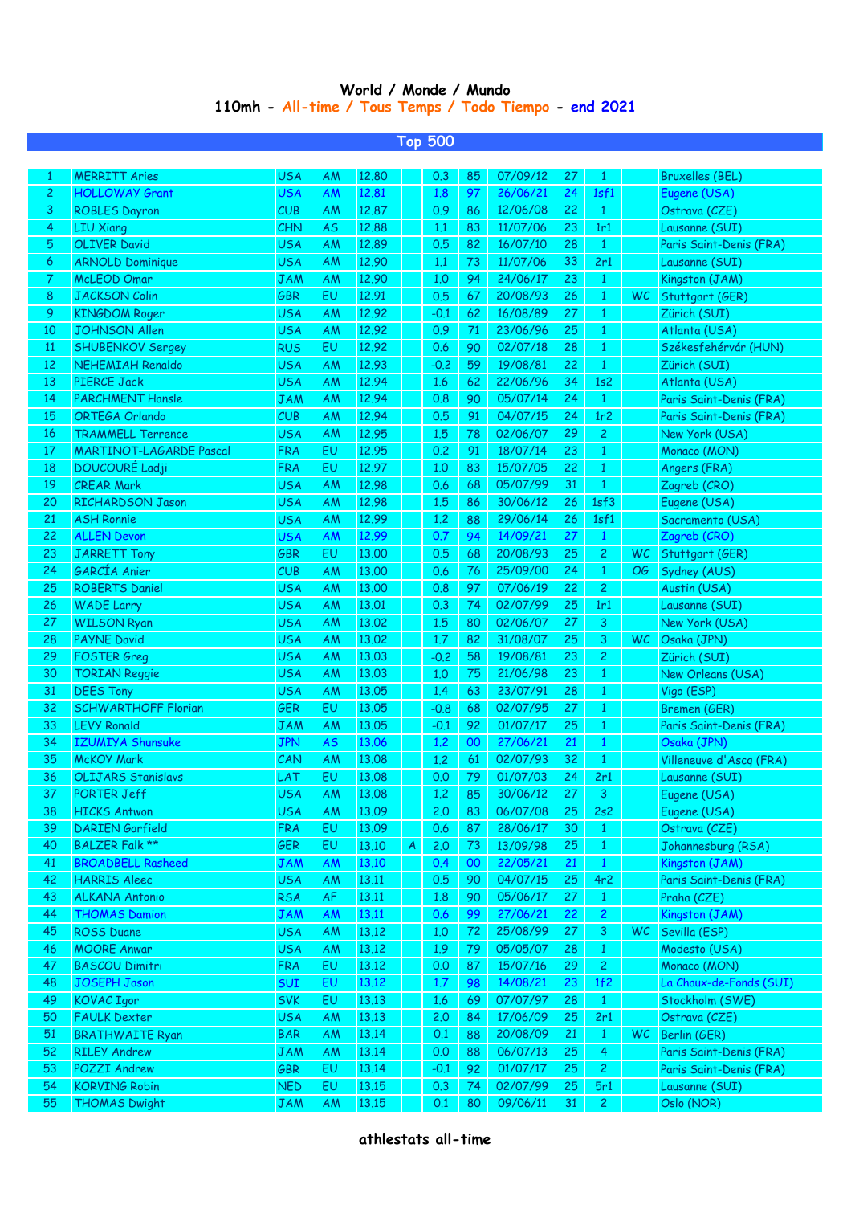# World / Monde / Mundo

## 110mh - All-time / Tous Temps / Todo Tiempo - end 2021

### Top 500

| | | | | | | | | | | | | |
|---|---|---|---|---|---|---|---|---|---|---|---|---|
| 1 | MERRITT Aries | USA | AM | 12.80 | | 0.3 | 85 | 07/09/12 | 27 | 1 | | Bruxelles (BEL) |
| 2 | HOLLOWAY Grant | USA | AM | 12.81 | | 1.8 | 97 | 26/06/21 | 24 | 1sf1 | | Eugene (USA) |
| 3 | ROBLES Dayron | CUB | AM | 12.87 | | 0.9 | 86 | 12/06/08 | 22 | 1 | | Ostrava (CZE) |
| 4 | LIU Xiang | CHN | AS | 12.88 | | 1.1 | 83 | 11/07/06 | 23 | 1r1 | | Lausanne (SUI) |
| 5 | OLIVER David | USA | AM | 12.89 | | 0.5 | 82 | 16/07/10 | 28 | 1 | | Paris Saint-Denis (FRA) |
| 6 | ARNOLD Dominique | USA | AM | 12.90 | | 1.1 | 73 | 11/07/06 | 33 | 2r1 | | Lausanne (SUI) |
| 7 | McLEOD Omar | JAM | AM | 12.90 | | 1.0 | 94 | 24/06/17 | 23 | 1 | | Kingston (JAM) |
| 8 | JACKSON Colin | GBR | EU | 12.91 | | 0.5 | 67 | 20/08/93 | 26 | 1 | WC | Stuttgart (GER) |
| 9 | KINGDOM Roger | USA | AM | 12.92 | | -0.1 | 62 | 16/08/89 | 27 | 1 | | Zürich (SUI) |
| 10 | JOHNSON Allen | USA | AM | 12.92 | | 0.9 | 71 | 23/06/96 | 25 | 1 | | Atlanta (USA) |
| 11 | SHUBENKOV Sergey | RUS | EU | 12.92 | | 0.6 | 90 | 02/07/18 | 28 | 1 | | Székesfehérvár (HUN) |
| 12 | NEHEMIAH Renaldo | USA | AM | 12.93 | | -0.2 | 59 | 19/08/81 | 22 | 1 | | Zürich (SUI) |
| 13 | PIERCE Jack | USA | AM | 12.94 | | 1.6 | 62 | 22/06/96 | 34 | 1s2 | | Atlanta (USA) |
| 14 | PARCHMENT Hansle | JAM | AM | 12.94 | | 0.8 | 90 | 05/07/14 | 24 | 1 | | Paris Saint-Denis (FRA) |
| 15 | ORTEGA Orlando | CUB | AM | 12.94 | | 0.5 | 91 | 04/07/15 | 24 | 1r2 | | Paris Saint-Denis (FRA) |
| 16 | TRAMMELL Terrence | USA | AM | 12.95 | | 1.5 | 78 | 02/06/07 | 29 | 2 | | New York (USA) |
| 17 | MARTINOT-LAGARDE Pascal | FRA | EU | 12.95 | | 0.2 | 91 | 18/07/14 | 23 | 1 | | Monaco (MON) |
| 18 | DOUCOURÉ Ladji | FRA | EU | 12.97 | | 1.0 | 83 | 15/07/05 | 22 | 1 | | Angers (FRA) |
| 19 | CREAR Mark | USA | AM | 12.98 | | 0.6 | 68 | 05/07/99 | 31 | 1 | | Zagreb (CRO) |
| 20 | RICHARDSON Jason | USA | AM | 12.98 | | 1.5 | 86 | 30/06/12 | 26 | 1sf3 | | Eugene (USA) |
| 21 | ASH Ronnie | USA | AM | 12.99 | | 1.2 | 88 | 29/06/14 | 26 | 1sf1 | | Sacramento (USA) |
| 22 | ALLEN Devon | USA | AM | 12.99 | | 0.7 | 94 | 14/09/21 | 27 | 1 | | Zagreb (CRO) |
| 23 | JARRETT Tony | GBR | EU | 13.00 | | 0.5 | 68 | 20/08/93 | 25 | 2 | WC | Stuttgart (GER) |
| 24 | GARCÍA Anier | CUB | AM | 13.00 | | 0.6 | 76 | 25/09/00 | 24 | 1 | OG | Sydney (AUS) |
| 25 | ROBERTS Daniel | USA | AM | 13.00 | | 0.8 | 97 | 07/06/19 | 22 | 2 | | Austin (USA) |
| 26 | WADE Larry | USA | AM | 13.01 | | 0.3 | 74 | 02/07/99 | 25 | 1r1 | | Lausanne (SUI) |
| 27 | WILSON Ryan | USA | AM | 13.02 | | 1.5 | 80 | 02/06/07 | 27 | 3 | | New York (USA) |
| 28 | PAYNE David | USA | AM | 13.02 | | 1.7 | 82 | 31/08/07 | 25 | 3 | WC | Osaka (JPN) |
| 29 | FOSTER Greg | USA | AM | 13.03 | | -0.2 | 58 | 19/08/81 | 23 | 2 | | Zürich (SUI) |
| 30 | TORIAN Reggie | USA | AM | 13.03 | | 1.0 | 75 | 21/06/98 | 23 | 1 | | New Orleans (USA) |
| 31 | DEES Tony | USA | AM | 13.05 | | 1.4 | 63 | 23/07/91 | 28 | 1 | | Vigo (ESP) |
| 32 | SCHWARTHOFF Florian | GER | EU | 13.05 | | -0.8 | 68 | 02/07/95 | 27 | 1 | | Bremen (GER) |
| 33 | LEVY Ronald | JAM | AM | 13.05 | | -0.1 | 92 | 01/07/17 | 25 | 1 | | Paris Saint-Denis (FRA) |
| 34 | IZUMIYA Shunsuke | JPN | AS | 13.06 | | 1.2 | 00 | 27/06/21 | 21 | 1 | | Osaka (JPN) |
| 35 | McKOY Mark | CAN | AM | 13.08 | | 1.2 | 61 | 02/07/93 | 32 | 1 | | Villeneuve d'Ascq (FRA) |
| 36 | OLIJARS Stanislavs | LAT | EU | 13.08 | | 0.0 | 79 | 01/07/03 | 24 | 2r1 | | Lausanne (SUI) |
| 37 | PORTER Jeff | USA | AM | 13.08 | | 1.2 | 85 | 30/06/12 | 27 | 3 | | Eugene (USA) |
| 38 | HICKS Antwon | USA | AM | 13.09 | | 2.0 | 83 | 06/07/08 | 25 | 2s2 | | Eugene (USA) |
| 39 | DARIEN Garfield | FRA | EU | 13.09 | | 0.6 | 87 | 28/06/17 | 30 | 1 | | Ostrava (CZE) |
| 40 | BALZER Falk ** | GER | EU | 13.10 | A | 2.0 | 73 | 13/09/98 | 25 | 1 | | Johannesburg (RSA) |
| 41 | BROADBELL Rasheed | JAM | AM | 13.10 | | 0.4 | 00 | 22/05/21 | 21 | 1 | | Kingston (JAM) |
| 42 | HARRIS Aleec | USA | AM | 13.11 | | 0.5 | 90 | 04/07/15 | 25 | 4r2 | | Paris Saint-Denis (FRA) |
| 43 | ALKANA Antonio | RSA | AF | 13.11 | | 1.8 | 90 | 05/06/17 | 27 | 1 | | Praha (CZE) |
| 44 | THOMAS Damion | JAM | AM | 13.11 | | 0.6 | 99 | 27/06/21 | 22 | 2 | | Kingston (JAM) |
| 45 | ROSS Duane | USA | AM | 13.12 | | 1.0 | 72 | 25/08/99 | 27 | 3 | WC | Sevilla (ESP) |
| 46 | MOORE Anwar | USA | AM | 13.12 | | 1.9 | 79 | 05/05/07 | 28 | 1 | | Modesto (USA) |
| 47 | BASCOU Dimitri | FRA | EU | 13.12 | | 0.0 | 87 | 15/07/16 | 29 | 2 | | Monaco (MON) |
| 48 | JOSEPH Jason | SUI | EU | 13.12 | | 1.7 | 98 | 14/08/21 | 23 | 1f2 | | La Chaux-de-Fonds (SUI) |
| 49 | KOVAC Igor | SVK | EU | 13.13 | | 1.6 | 69 | 07/07/97 | 28 | 1 | | Stockholm (SWE) |
| 50 | FAULK Dexter | USA | AM | 13.13 | | 2.0 | 84 | 17/06/09 | 25 | 2r1 | | Ostrava (CZE) |
| 51 | BRATHWAITE Ryan | BAR | AM | 13.14 | | 0.1 | 88 | 20/08/09 | 21 | 1 | WC | Berlin (GER) |
| 52 | RILEY Andrew | JAM | AM | 13.14 | | 0.0 | 88 | 06/07/13 | 25 | 4 | | Paris Saint-Denis (FRA) |
| 53 | POZZI Andrew | GBR | EU | 13.14 | | -0.1 | 92 | 01/07/17 | 25 | 2 | | Paris Saint-Denis (FRA) |
| 54 | KORVING Robin | NED | EU | 13.15 | | 0.3 | 74 | 02/07/99 | 25 | 5r1 | | Lausanne (SUI) |
| 55 | THOMAS Dwight | JAM | AM | 13.15 | | 0.1 | 80 | 09/06/11 | 31 | 2 | | Oslo (NOR) |

athlestats all-time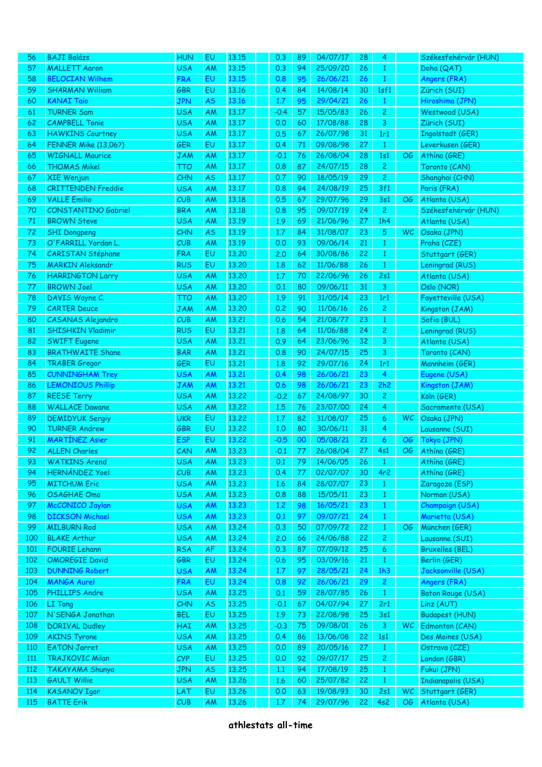| | | | | | | | | | | | | |
|---|---|---|---|---|---|---|---|---|---|---|---|---|
| 56 | BAJI Balázs | HUN | EU | 13.15 | | 0.3 | 89 | 04/07/17 | 28 | 4 | | Székesfehérvár (HUN) |
| 57 | MALLETT Aaron | USA | AM | 13.15 | | 0.3 | 94 | 25/09/20 | 26 | 1 | | Doha (QAT) |
| 58 | BELOCIAN Wilhem | FRA | EU | 13.15 | | 0.8 | 95 | 26/06/21 | 26 | 1 | | Angers (FRA) |
| 59 | SHARMAN William | GBR | EU | 13.16 | | 0.4 | 84 | 14/08/14 | 30 | 1sf1 | | Zürich (SUI) |
| 60 | KANAI Taio | JPN | AS | 13.16 | | 1.7 | 95 | 29/04/21 | 26 | 1 | | Hiroshima (JPN) |
| 61 | TURNER Sam | USA | AM | 13.17 | | -0.4 | 57 | 15/05/83 | 26 | 2 | | Westwood (USA) |
| 62 | CAMPBELL Tonie | USA | AM | 13.17 | | 0.0 | 60 | 17/08/88 | 28 | 3 | | Zürich (SUI) |
| 63 | HAWKINS Courtney | USA | AM | 13.17 | | 0.5 | 67 | 26/07/98 | 31 | 1r1 | | Ingolstadt (GER) |
| 64 | FENNER Mike (13,06?) | GER | EU | 13.17 | | 0.4 | 71 | 09/08/98 | 27 | 1 | | Leverkusen (GER) |
| 65 | WIGNALL Maurice | JAM | AM | 13.17 | | -0.1 | 76 | 26/08/04 | 28 | 1s1 | OG | Athína (GRE) |
| 66 | THOMAS Mikel | TTO | AM | 13.17 | | 0.8 | 87 | 24/07/15 | 28 | 2 | | Toronto (CAN) |
| 67 | XIE Wenjun | CHN | AS | 13.17 | | 0.7 | 90 | 18/05/19 | 29 | 2 | | Shanghai (CHN) |
| 68 | CRITTENDEN Freddie | USA | AM | 13.17 | | 0.8 | 94 | 24/08/19 | 25 | 3f1 | | Paris (FRA) |
| 69 | VALLE Emilio | CUB | AM | 13.18 | | 0.5 | 67 | 29/07/96 | 29 | 3s1 | OG | Atlanta (USA) |
| 70 | CONSTANTINO Gabriel | BRA | AM | 13.18 | | 0.8 | 95 | 09/07/19 | 24 | 2 | | Székesfehérvár (HUN) |
| 71 | BROWN Steve | USA | AM | 13.19 | | 1.9 | 69 | 21/06/96 | 27 | 1h4 | | Atlanta (USA) |
| 72 | SHI Dongpeng | CHN | AS | 13.19 | | 1.7 | 84 | 31/08/07 | 23 | 5 | WC | Osaka (JPN) |
| 73 | O'FARRILL Yordan L. | CUB | AM | 13.19 | | 0.0 | 93 | 09/06/14 | 21 | 1 | | Praha (CZE) |
| 74 | CARISTAN Stéphane | FRA | EU | 13.20 | | 2.0 | 64 | 30/08/86 | 22 | 1 | | Stuttgart (GER) |
| 75 | MARKIN Aleksandr | RUS | EU | 13.20 | | 1.8 | 62 | 11/06/88 | 26 | 1 | | Leningrad (RUS) |
| 76 | HARRINGTON Larry | USA | AM | 13.20 | | 1.7 | 70 | 22/06/96 | 26 | 2s1 | | Atlanta (USA) |
| 77 | BROWN Joel | USA | AM | 13.20 | | 0.1 | 80 | 09/06/11 | 31 | 3 | | Oslo (NOR) |
| 78 | DAVIS Wayne C. | TTO | AM | 13.20 | | 1.9 | 91 | 31/05/14 | 23 | 1r1 | | Fayetteville (USA) |
| 79 | CARTER Deuce | JAM | AM | 13.20 | | 0.2 | 90 | 11/06/16 | 26 | 2 | | Kingston (JAM) |
| 80 | CASANAS Alejandro | CUB | AM | 13.21 | | 0.6 | 54 | 21/08/77 | 23 | 1 | | Sofia (BUL) |
| 81 | SHISHKIN Vladimir | RUS | EU | 13.21 | | 1.8 | 64 | 11/06/88 | 24 | 2 | | Leningrad (RUS) |
| 82 | SWIFT Eugene | USA | AM | 13.21 | | 0.9 | 64 | 23/06/96 | 32 | 3 | | Atlanta (USA) |
| 83 | BRATHWAITE Shane | BAR | AM | 13.21 | | 0.8 | 90 | 24/07/15 | 25 | 3 | | Toronto (CAN) |
| 84 | TRABER Gregor | GER | EU | 13.21 | | 1.8 | 92 | 29/07/16 | 24 | 1r1 | | Mannheim (GER) |
| 85 | CUNNINGHAM Trey | USA | AM | 13.21 | | 0.4 | 98 | 26/06/21 | 23 | 4 | | Eugene (USA) |
| 86 | LEMONIOUS Phillip | JAM | AM | 13.21 | | 0.6 | 98 | 26/06/21 | 23 | 2h2 | | Kingston (JAM) |
| 87 | REESE Terry | USA | AM | 13.22 | | -0.2 | 67 | 24/08/97 | 30 | 2 | | Köln (GER) |
| 88 | WALLACE Dawane | USA | AM | 13.22 | | 1.5 | 76 | 23/07/00 | 24 | 4 | | Sacramento (USA) |
| 89 | DEMIDYUK Sergiy | UKR | EU | 13.22 | | 1.7 | 82 | 31/08/07 | 25 | 6 | WC | Osaka (JPN) |
| 90 | TURNER Andrew | GBR | EU | 13.22 | | 1.0 | 80 | 30/06/11 | 31 | 4 | | Lausanne (SUI) |
| 91 | MARTÍNEZ Asier | ESP | EU | 13.22 | | -0.5 | 00 | 05/08/21 | 21 | 6 | OG | Tokyo (JPN) |
| 92 | ALLEN Charles | CAN | AM | 13.23 | | -0.1 | 77 | 26/08/04 | 27 | 4s1 | OG | Athína (GRE) |
| 93 | WATKINS Arend | USA | AM | 13.23 | | 0.1 | 79 | 14/06/05 | 26 | 1 | | Athína (GRE) |
| 94 | HERNÁNDEZ Yoel | CUB | AM | 13.23 | | 0.4 | 77 | 02/07/07 | 30 | 4r2 | | Athína (GRE) |
| 95 | MITCHUM Eric | USA | AM | 13.23 | | 1.6 | 84 | 28/07/07 | 23 | 1 | | Zaragoza (ESP) |
| 96 | OSAGHAE Omo | USA | AM | 13.23 | | 0.8 | 88 | 15/05/11 | 23 | 1 | | Norman (USA) |
| 97 | McCONICO Jaylan | USA | AM | 13.23 | | 1.2 | 98 | 16/05/21 | 23 | 1 | | Champaign (USA) |
| 98 | DICKSON Michael | USA | AM | 13.23 | | 0.1 | 97 | 09/07/21 | 24 | 1 | | Marietta (USA) |
| 99 | MILBURN Rod | USA | AM | 13.24 | | 0.3 | 50 | 07/09/72 | 22 | 1 | OG | München (GER) |
| 100 | BLAKE Arthur | USA | AM | 13.24 | | 2.0 | 66 | 24/06/88 | 22 | 2 | | Lausanne (SUI) |
| 101 | FOURIE Lehann | RSA | AF | 13.24 | | 0.3 | 87 | 07/09/12 | 25 | 6 | | Bruxelles (BEL) |
| 102 | OMOREGIE David | GBR | EU | 13.24 | | 0.6 | 95 | 03/09/16 | 21 | 1 | | Berlin (GER) |
| 103 | DUNNING Robert | USA | AM | 13.24 | | 1.7 | 97 | 28/05/21 | 24 | 1h3 | | Jacksonville (USA) |
| 104 | MANGA Aurel | FRA | EU | 13.24 | | 0.8 | 92 | 26/06/21 | 29 | 2 | | Angers (FRA) |
| 105 | PHILLIPS Andre | USA | AM | 13.25 | | 0.1 | 59 | 28/07/85 | 26 | 1 | | Baton Rouge (USA) |
| 106 | LI Tong | CHN | AS | 13.25 | | -0.1 | 67 | 04/07/94 | 27 | 2r1 | | Linz (AUT) |
| 107 | N'SENGA Jonathan | BEL | EU | 13.25 | | 1.9 | 73 | 22/08/98 | 25 | 3s1 | | Budapest (HUN) |
| 108 | DORIVAL Dudley | HAI | AM | 13.25 | | -0.3 | 75 | 09/08/01 | 26 | 3 | WC | Edmonton (CAN) |
| 109 | AKINS Tyrone | USA | AM | 13.25 | | 0.4 | 86 | 13/06/08 | 22 | 1s1 | | Des Moines (USA) |
| 110 | EATON Jarret | USA | AM | 13.25 | | 0.0 | 89 | 20/05/16 | 27 | 1 | | Ostrava (CZE) |
| 111 | TRAJKOVIC Milan | CYP | EU | 13.25 | | 0.0 | 92 | 09/07/17 | 25 | 2 | | London (GBR) |
| 112 | TAKAYAMA Shunya | JPN | AS | 13.25 | | 1.1 | 94 | 17/08/19 | 25 | 1 | | Fukui (JPN) |
| 113 | GAULT Willie | USA | AM | 13.26 | | 1.6 | 60 | 25/07/82 | 22 | 1 | | Indianapolis (USA) |
| 114 | KASANOV Igor | LAT | EU | 13.26 | | 0.0 | 63 | 19/08/93 | 30 | 2s1 | WC | Stuttgart (GER) |
| 115 | BATTE Erik | CUB | AM | 13.26 | | 1.7 | 74 | 29/07/96 | 22 | 4s2 | OG | Atlanta (USA) |

**athlestats all-time**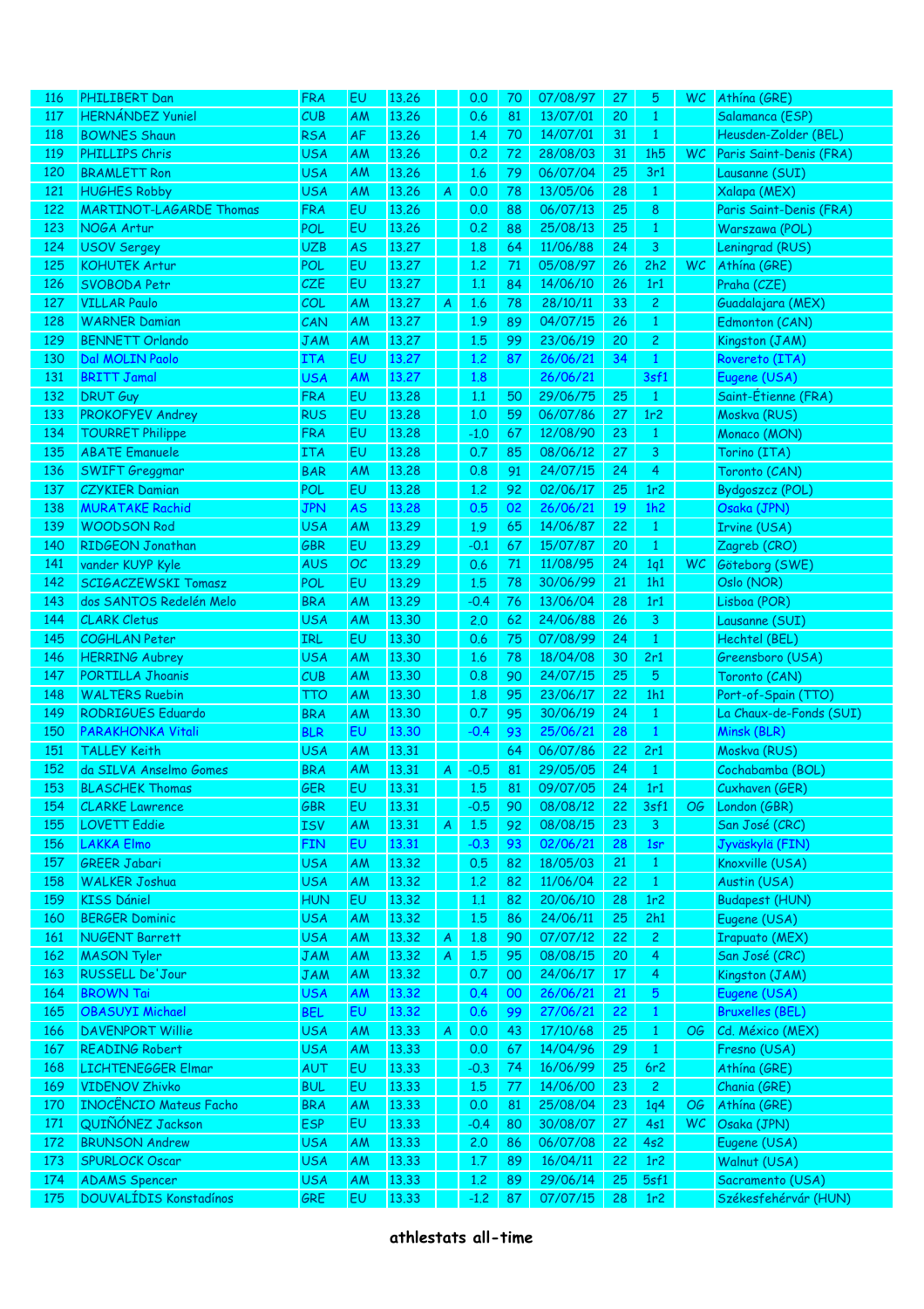| | | | | | | | | | | | | |
|---|---|---|---|---|---|---|---|---|---|---|---|---|
| 116 | PHILIBERT Dan | FRA | EU | 13.26 | | 0.0 | 70 | 07/08/97 | 27 | 5 | WC | Athína (GRE) |
| 117 | HERNÁNDEZ Yuniel | CUB | AM | 13.26 | | 0.6 | 81 | 13/07/01 | 20 | 1 | | Salamanca (ESP) |
| 118 | BOWNES Shaun | RSA | AF | 13.26 | | 1.4 | 70 | 14/07/01 | 31 | 1 | | Heusden-Zolder (BEL) |
| 119 | PHILLIPS Chris | USA | AM | 13.26 | | 0.2 | 72 | 28/08/03 | 31 | 1h5 | WC | Paris Saint-Denis (FRA) |
| 120 | BRAMLETT Ron | USA | AM | 13.26 | | 1.6 | 79 | 06/07/04 | 25 | 3r1 | | Lausanne (SUI) |
| 121 | HUGHES Robby | USA | AM | 13.26 | A | 0.0 | 78 | 13/05/06 | 28 | 1 | | Xalapa (MEX) |
| 122 | MARTINOT-LAGARDE Thomas | FRA | EU | 13.26 | | 0.0 | 88 | 06/07/13 | 25 | 8 | | Paris Saint-Denis (FRA) |
| 123 | NOGA Artur | POL | EU | 13.26 | | 0.2 | 88 | 25/08/13 | 25 | 1 | | Warszawa (POL) |
| 124 | USOV Sergey | UZB | AS | 13.27 | | 1.8 | 64 | 11/06/88 | 24 | 3 | | Leningrad (RUS) |
| 125 | KOHUTEK Artur | POL | EU | 13.27 | | 1.2 | 71 | 05/08/97 | 26 | 2h2 | WC | Athína (GRE) |
| 126 | SVOBODA Petr | CZE | EU | 13.27 | | 1.1 | 84 | 14/06/10 | 26 | 1r1 | | Praha (CZE) |
| 127 | VILLAR Paulo | COL | AM | 13.27 | A | 1.6 | 78 | 28/10/11 | 33 | 2 | | Guadalajara (MEX) |
| 128 | WARNER Damian | CAN | AM | 13.27 | | 1.9 | 89 | 04/07/15 | 26 | 1 | | Edmonton (CAN) |
| 129 | BENNETT Orlando | JAM | AM | 13.27 | | 1.5 | 99 | 23/06/19 | 20 | 2 | | Kingston (JAM) |
| 130 | Dal MOLIN Paolo | ITA | EU | 13.27 | | 1.2 | 87 | 26/06/21 | 34 | 1 | | Rovereto (ITA) |
| 131 | BRITT Jamal | USA | AM | 13.27 | | 1.8 | | 26/06/21 | | 3sf1 | | Eugene (USA) |
| 132 | DRUT Guy | FRA | EU | 13.28 | | 1.1 | 50 | 29/06/75 | 25 | 1 | | Saint-Étienne (FRA) |
| 133 | PROKOFYEV Andrey | RUS | EU | 13.28 | | 1.0 | 59 | 06/07/86 | 27 | 1r2 | | Moskva (RUS) |
| 134 | TOURRET Philippe | FRA | EU | 13.28 | | -1.0 | 67 | 12/08/90 | 23 | 1 | | Monaco (MON) |
| 135 | ABATE Emanuele | ITA | EU | 13.28 | | 0.7 | 85 | 08/06/12 | 27 | 3 | | Torino (ITA) |
| 136 | SWIFT Greggmar | BAR | AM | 13.28 | | 0.8 | 91 | 24/07/15 | 24 | 4 | | Toronto (CAN) |
| 137 | CZYKIER Damian | POL | EU | 13.28 | | 1.2 | 92 | 02/06/17 | 25 | 1r2 | | Bydgoszcz (POL) |
| 138 | MURATAKE Rachid | JPN | AS | 13.28 | | 0.5 | 02 | 26/06/21 | 19 | 1h2 | | Osaka (JPN) |
| 139 | WOODSON Rod | USA | AM | 13.29 | | 1.9 | 65 | 14/06/87 | 22 | 1 | | Irvine (USA) |
| 140 | RIDGEON Jonathan | GBR | EU | 13.29 | | -0.1 | 67 | 15/07/87 | 20 | 1 | | Zagreb (CRO) |
| 141 | vander KUYP Kyle | AUS | OC | 13.29 | | 0.6 | 71 | 11/08/95 | 24 | 1q1 | WC | Göteborg (SWE) |
| 142 | SCIGACZEWSKI Tomasz | POL | EU | 13.29 | | 1.5 | 78 | 30/06/99 | 21 | 1h1 | | Oslo (NOR) |
| 143 | dos SANTOS Redelén Melo | BRA | AM | 13.29 | | -0.4 | 76 | 13/06/04 | 28 | 1r1 | | Lisboa (POR) |
| 144 | CLARK Cletus | USA | AM | 13.30 | | 2.0 | 62 | 24/06/88 | 26 | 3 | | Lausanne (SUI) |
| 145 | COGHLAN Peter | IRL | EU | 13.30 | | 0.6 | 75 | 07/08/99 | 24 | 1 | | Hechtel (BEL) |
| 146 | HERRING Aubrey | USA | AM | 13.30 | | 1.6 | 78 | 18/04/08 | 30 | 2r1 | | Greensboro (USA) |
| 147 | PORTILLA Jhoanis | CUB | AM | 13.30 | | 0.8 | 90 | 24/07/15 | 25 | 5 | | Toronto (CAN) |
| 148 | WALTERS Ruebin | TTO | AM | 13.30 | | 1.8 | 95 | 23/06/17 | 22 | 1h1 | | Port-of-Spain (TTO) |
| 149 | RODRIGUES Eduardo | BRA | AM | 13.30 | | 0.7 | 95 | 30/06/19 | 24 | 1 | | La Chaux-de-Fonds (SUI) |
| 150 | PARAKHONKA Vitali | BLR | EU | 13.30 | | -0.4 | 93 | 25/06/21 | 28 | 1 | | Minsk (BLR) |
| 151 | TALLEY Keith | USA | AM | 13.31 | | | 64 | 06/07/86 | 22 | 2r1 | | Moskva (RUS) |
| 152 | da SILVA Anselmo Gomes | BRA | AM | 13.31 | A | -0.5 | 81 | 29/05/05 | 24 | 1 | | Cochabamba (BOL) |
| 153 | BLASCHEK Thomas | GER | EU | 13.31 | | 1.5 | 81 | 09/07/05 | 24 | 1r1 | | Cuxhaven (GER) |
| 154 | CLARKE Lawrence | GBR | EU | 13.31 | | -0.5 | 90 | 08/08/12 | 22 | 3sf1 | OG | London (GBR) |
| 155 | LOVETT Eddie | ISV | AM | 13.31 | A | 1.5 | 92 | 08/08/15 | 23 | 3 | | San José (CRC) |
| 156 | LAKKA Elmo | FIN | EU | 13.31 | | -0.3 | 93 | 02/06/21 | 28 | 1sr | | Jyväskylä (FIN) |
| 157 | GREER Jabari | USA | AM | 13.32 | | 0.5 | 82 | 18/05/03 | 21 | 1 | | Knoxville (USA) |
| 158 | WALKER Joshua | USA | AM | 13.32 | | 1.2 | 82 | 11/06/04 | 22 | 1 | | Austin (USA) |
| 159 | KISS Dániel | HUN | EU | 13.32 | | 1.1 | 82 | 20/06/10 | 28 | 1r2 | | Budapest (HUN) |
| 160 | BERGER Dominic | USA | AM | 13.32 | | 1.5 | 86 | 24/06/11 | 25 | 2h1 | | Eugene (USA) |
| 161 | NUGENT Barrett | USA | AM | 13.32 | A | 1.8 | 90 | 07/07/12 | 22 | 2 | | Irapuato (MEX) |
| 162 | MASON Tyler | JAM | AM | 13.32 | A | 1.5 | 95 | 08/08/15 | 20 | 4 | | San José (CRC) |
| 163 | RUSSELL De'Jour | JAM | AM | 13.32 | | 0.7 | 00 | 24/06/17 | 17 | 4 | | Kingston (JAM) |
| 164 | BROWN Tai | USA | AM | 13.32 | | 0.4 | 00 | 26/06/21 | 21 | 5 | | Eugene (USA) |
| 165 | OBASUYI Michael | BEL | EU | 13.32 | | 0.6 | 99 | 27/06/21 | 22 | 1 | | Bruxelles (BEL) |
| 166 | DAVENPORT Willie | USA | AM | 13.33 | A | 0.0 | 43 | 17/10/68 | 25 | 1 | OG | Cd. México (MEX) |
| 167 | READING Robert | USA | AM | 13.33 | | 0.0 | 67 | 14/04/96 | 29 | 1 | | Fresno (USA) |
| 168 | LICHTENEGGER Elmar | AUT | EU | 13.33 | | -0.3 | 74 | 16/06/99 | 25 | 6r2 | | Athína (GRE) |
| 169 | VIDENOV Zhivko | BUL | EU | 13.33 | | 1.5 | 77 | 14/06/00 | 23 | 2 | | Chania (GRE) |
| 170 | INOCÊNCIO Mateus Facho | BRA | AM | 13.33 | | 0.0 | 81 | 25/08/04 | 23 | 1q4 | OG | Athína (GRE) |
| 171 | QUIÑÓNEZ Jackson | ESP | EU | 13.33 | | -0.4 | 80 | 30/08/07 | 27 | 4s1 | WC | Osaka (JPN) |
| 172 | BRUNSON Andrew | USA | AM | 13.33 | | 2.0 | 86 | 06/07/08 | 22 | 4s2 | | Eugene (USA) |
| 173 | SPURLOCK Oscar | USA | AM | 13.33 | | 1.7 | 89 | 16/04/11 | 22 | 1r2 | | Walnut (USA) |
| 174 | ADAMS Spencer | USA | AM | 13.33 | | 1.2 | 89 | 29/06/14 | 25 | 5sf1 | | Sacramento (USA) |
| 175 | DOUVALÍDIS Konstadínos | GRE | EU | 13.33 | | -1.2 | 87 | 07/07/15 | 28 | 1r2 | | Székesfehérvár (HUN) |

**athlestats all-time**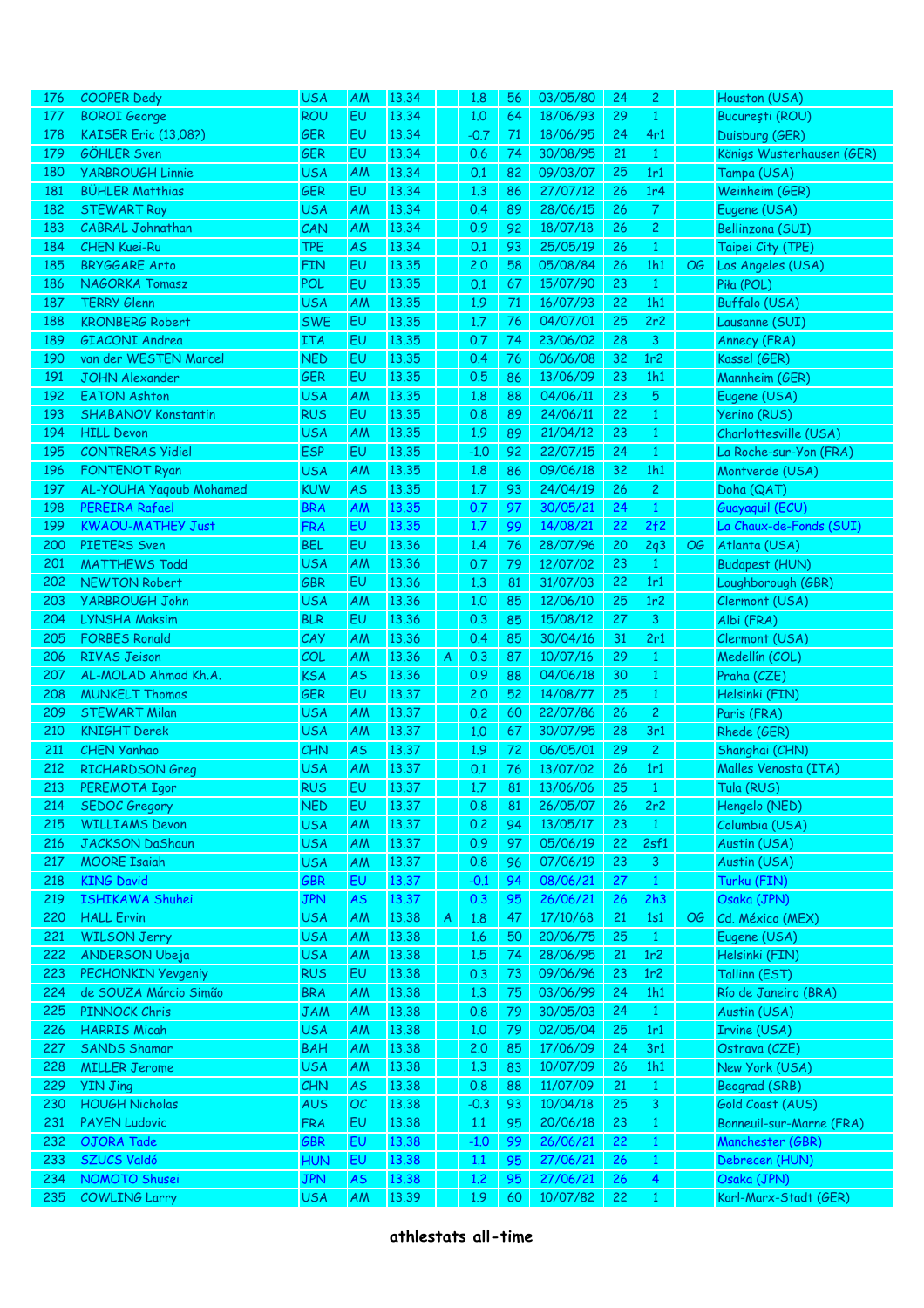| 176 | COOPER Dedy | USA | AM | 13.34 | | 1.8 | 56 | 03/05/80 | 24 | 2 | | Houston (USA) |
|---|---|---|---|---|---|---|---|---|---|---|---|---|
| 177 | BOROI George | ROU | EU | 13.34 | | 1.0 | 64 | 18/06/93 | 29 | 1 | | Bucureşti (ROU) |
| 178 | KAISER Eric (13,08?) | GER | EU | 13.34 | | -0.7 | 71 | 18/06/95 | 24 | 4r1 | | Duisburg (GER) |
| 179 | GÖHLER Sven | GER | EU | 13.34 | | 0.6 | 74 | 30/08/95 | 21 | 1 | | Königs Wusterhausen (GER) |
| 180 | YARBROUGH Linnie | USA | AM | 13.34 | | 0.1 | 82 | 09/03/07 | 25 | 1r1 | | Tampa (USA) |
| 181 | BÜHLER Matthias | GER | EU | 13.34 | | 1.3 | 86 | 27/07/12 | 26 | 1r4 | | Weinheim (GER) |
| 182 | STEWART Ray | USA | AM | 13.34 | | 0.4 | 89 | 28/06/15 | 26 | 7 | | Eugene (USA) |
| 183 | CABRAL Johnathan | CAN | AM | 13.34 | | 0.9 | 92 | 18/07/18 | 26 | 2 | | Bellinzona (SUI) |
| 184 | CHEN Kuei-Ru | TPE | AS | 13.34 | | 0.1 | 93 | 25/05/19 | 26 | 1 | | Taipei City (TPE) |
| 185 | BRYGGARE Arto | FIN | EU | 13.35 | | 2.0 | 58 | 05/08/84 | 26 | 1h1 | OG | Los Angeles (USA) |
| 186 | NAGORKA Tomasz | POL | EU | 13.35 | | 0.1 | 67 | 15/07/90 | 23 | 1 | | Piła (POL) |
| 187 | TERRY Glenn | USA | AM | 13.35 | | 1.9 | 71 | 16/07/93 | 22 | 1h1 | | Buffalo (USA) |
| 188 | KRONBERG Robert | SWE | EU | 13.35 | | 1.7 | 76 | 04/07/01 | 25 | 2r2 | | Lausanne (SUI) |
| 189 | GIACONI Andrea | ITA | EU | 13.35 | | 0.7 | 74 | 23/06/02 | 28 | 3 | | Annecy (FRA) |
| 190 | van der WESTEN Marcel | NED | EU | 13.35 | | 0.4 | 76 | 06/06/08 | 32 | 1r2 | | Kassel (GER) |
| 191 | JOHN Alexander | GER | EU | 13.35 | | 0.5 | 86 | 13/06/09 | 23 | 1h1 | | Mannheim (GER) |
| 192 | EATON Ashton | USA | AM | 13.35 | | 1.8 | 88 | 04/06/11 | 23 | 5 | | Eugene (USA) |
| 193 | SHABANOV Konstantin | RUS | EU | 13.35 | | 0.8 | 89 | 24/06/11 | 22 | 1 | | Yerino (RUS) |
| 194 | HILL Devon | USA | AM | 13.35 | | 1.9 | 89 | 21/04/12 | 23 | 1 | | Charlottesville (USA) |
| 195 | CONTRERAS Yidiel | ESP | EU | 13.35 | | -1.0 | 92 | 22/07/15 | 24 | 1 | | La Roche-sur-Yon (FRA) |
| 196 | FONTENOT Ryan | USA | AM | 13.35 | | 1.8 | 86 | 09/06/18 | 32 | 1h1 | | Montverde (USA) |
| 197 | AL-YOUHA Yaqoub Mohamed | KUW | AS | 13.35 | | 1.7 | 93 | 24/04/19 | 26 | 2 | | Doha (QAT) |
| 198 | PEREIRA Rafael | BRA | AM | 13.35 | | 0.7 | 97 | 30/05/21 | 24 | 1 | | Guayaquil (ECU) |
| 199 | KWAOU-MATHEY Just | FRA | EU | 13.35 | | 1.7 | 99 | 14/08/21 | 22 | 2f2 | | La Chaux-de-Fonds (SUI) |
| 200 | PIETERS Sven | BEL | EU | 13.36 | | 1.4 | 76 | 28/07/96 | 20 | 2q3 | OG | Atlanta (USA) |
| 201 | MATTHEWS Todd | USA | AM | 13.36 | | 0.7 | 79 | 12/07/02 | 23 | 1 | | Budapest (HUN) |
| 202 | NEWTON Robert | GBR | EU | 13.36 | | 1.3 | 81 | 31/07/03 | 22 | 1r1 | | Loughborough (GBR) |
| 203 | YARBROUGH John | USA | AM | 13.36 | | 1.0 | 85 | 12/06/10 | 25 | 1r2 | | Clermont (USA) |
| 204 | LYNSHA Maksim | BLR | EU | 13.36 | | 0.3 | 85 | 15/08/12 | 27 | 3 | | Albi (FRA) |
| 205 | FORBES Ronald | CAY | AM | 13.36 | | 0.4 | 85 | 30/04/16 | 31 | 2r1 | | Clermont (USA) |
| 206 | RIVAS Jeison | COL | AM | 13.36 | A | 0.3 | 87 | 10/07/16 | 29 | 1 | | Medellín (COL) |
| 207 | AL-MOLAD Ahmad Kh.A. | KSA | AS | 13.36 | | 0.9 | 88 | 04/06/18 | 30 | 1 | | Praha (CZE) |
| 208 | MUNKELT Thomas | GER | EU | 13.37 | | 2.0 | 52 | 14/08/77 | 25 | 1 | | Helsinki (FIN) |
| 209 | STEWART Milan | USA | AM | 13.37 | | 0.2 | 60 | 22/07/86 | 26 | 2 | | Paris (FRA) |
| 210 | KNIGHT Derek | USA | AM | 13.37 | | 1.0 | 67 | 30/07/95 | 28 | 3r1 | | Rhede (GER) |
| 211 | CHEN Yanhao | CHN | AS | 13.37 | | 1.9 | 72 | 06/05/01 | 29 | 2 | | Shanghai (CHN) |
| 212 | RICHARDSON Greg | USA | AM | 13.37 | | 0.1 | 76 | 13/07/02 | 26 | 1r1 | | Malles Venosta (ITA) |
| 213 | PEREMOTA Igor | RUS | EU | 13.37 | | 1.7 | 81 | 13/06/06 | 25 | 1 | | Tula (RUS) |
| 214 | SEDOC Gregory | NED | EU | 13.37 | | 0.8 | 81 | 26/05/07 | 26 | 2r2 | | Hengelo (NED) |
| 215 | WILLIAMS Devon | USA | AM | 13.37 | | 0.2 | 94 | 13/05/17 | 23 | 1 | | Columbia (USA) |
| 216 | JACKSON DaShaun | USA | AM | 13.37 | | 0.9 | 97 | 05/06/19 | 22 | 2sf1 | | Austin (USA) |
| 217 | MOORE Isaiah | USA | AM | 13.37 | | 0.8 | 96 | 07/06/19 | 23 | 3 | | Austin (USA) |
| 218 | KING David | GBR | EU | 13.37 | | -0.1 | 94 | 08/06/21 | 27 | 1 | | Turku (FIN) |
| 219 | ISHIKAWA Shuhei | JPN | AS | 13.37 | | 0.3 | 95 | 26/06/21 | 26 | 2h3 | | Osaka (JPN) |
| 220 | HALL Ervin | USA | AM | 13.38 | A | 1.8 | 47 | 17/10/68 | 21 | 1s1 | OG | Cd. México (MEX) |
| 221 | WILSON Jerry | USA | AM | 13.38 | | 1.6 | 50 | 20/06/75 | 25 | 1 | | Eugene (USA) |
| 222 | ANDERSON Ubeja | USA | AM | 13.38 | | 1.5 | 74 | 28/06/95 | 21 | 1r2 | | Helsinki (FIN) |
| 223 | PECHONKIN Yevgeniy | RUS | EU | 13.38 | | 0.3 | 73 | 09/06/96 | 23 | 1r2 | | Tallinn (EST) |
| 224 | de SOUZA Márcio Simão | BRA | AM | 13.38 | | 1.3 | 75 | 03/06/99 | 24 | 1h1 | | Río de Janeiro (BRA) |
| 225 | PINNOCK Chris | JAM | AM | 13.38 | | 0.8 | 79 | 30/05/03 | 24 | 1 | | Austin (USA) |
| 226 | HARRIS Micah | USA | AM | 13.38 | | 1.0 | 79 | 02/05/04 | 25 | 1r1 | | Irvine (USA) |
| 227 | SANDS Shamar | BAH | AM | 13.38 | | 2.0 | 85 | 17/06/09 | 24 | 3r1 | | Ostrava (CZE) |
| 228 | MILLER Jerome | USA | AM | 13.38 | | 1.3 | 83 | 10/07/09 | 26 | 1h1 | | New York (USA) |
| 229 | YIN Jing | CHN | AS | 13.38 | | 0.8 | 88 | 11/07/09 | 21 | 1 | | Beograd (SRB) |
| 230 | HOUGH Nicholas | AUS | OC | 13.38 | | -0.3 | 93 | 10/04/18 | 25 | 3 | | Gold Coast (AUS) |
| 231 | PAYEN Ludovic | FRA | EU | 13.38 | | 1.1 | 95 | 20/06/18 | 23 | 1 | | Bonneuil-sur-Marne (FRA) |
| 232 | OJORA Tade | GBR | EU | 13.38 | | -1.0 | 99 | 26/06/21 | 22 | 1 | | Manchester (GBR) |
| 233 | SZUCS Valdó | HUN | EU | 13.38 | | 1.1 | 95 | 27/06/21 | 26 | 1 | | Debrecen (HUN) |
| 234 | NOMOTO Shusei | JPN | AS | 13.38 | | 1.2 | 95 | 27/06/21 | 26 | 4 | | Osaka (JPN) |
| 235 | COWLING Larry | USA | AM | 13.39 | | 1.9 | 60 | 10/07/82 | 22 | 1 | | Karl-Marx-Stadt (GER) |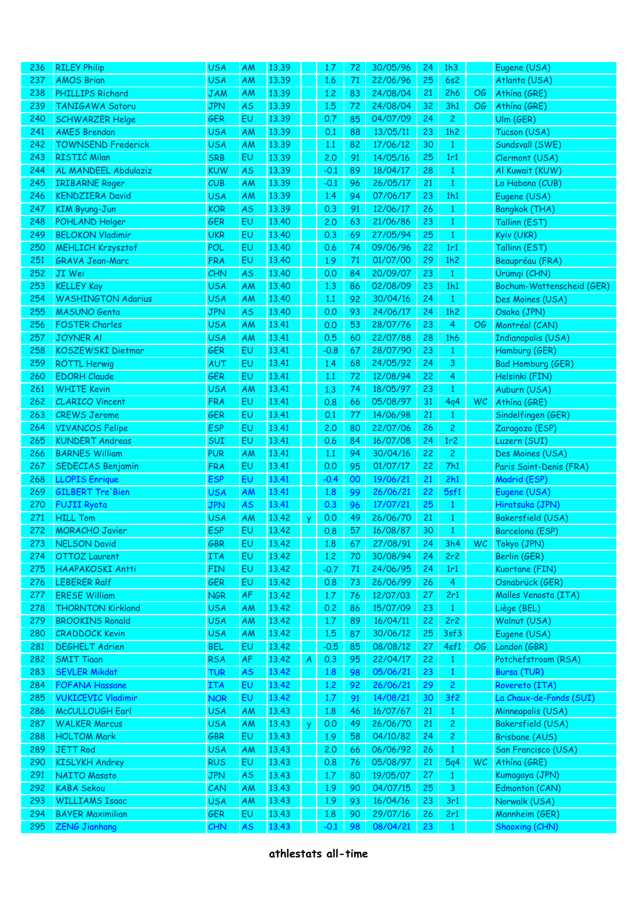| | | | | | | | | | | | | |
|---|---|---|---|---|---|---|---|---|---|---|---|---|
| 236 | RILEY Philip | USA | AM | 13.39 | | 1.7 | 72 | 30/05/96 | 24 | 1h3 | | Eugene (USA) |
| 237 | AMOS Brian | USA | AM | 13.39 | | 1.6 | 71 | 22/06/96 | 25 | 6s2 | | Atlanta (USA) |
| 238 | PHILLIPS Richard | JAM | AM | 13.39 | | 1.2 | 83 | 24/08/04 | 21 | 2h6 | OG | Athína (GRE) |
| 239 | TANIGAWA Satoru | JPN | AS | 13.39 | | 1.5 | 72 | 24/08/04 | 32 | 3h1 | OG | Athína (GRE) |
| 240 | SCHWARZER Helge | GER | EU | 13.39 | | 0.7 | 85 | 04/07/09 | 24 | 2 | | Ulm (GER) |
| 241 | AMES Brendan | USA | AM | 13.39 | | 0.1 | 88 | 13/05/11 | 23 | 1h2 | | Tucson (USA) |
| 242 | TOWNSEND Frederick | USA | AM | 13.39 | | 1.1 | 82 | 17/06/12 | 30 | 1 | | Sundsvall (SWE) |
| 243 | RISTIĆ Milan | SRB | EU | 13.39 | | 2.0 | 91 | 14/05/16 | 25 | 1r1 | | Clermont (USA) |
| 244 | AL MANDEEL Abdulaziz | KUW | AS | 13.39 | | -0.1 | 89 | 18/04/17 | 28 | 1 | | Al Kuwait (KUW) |
| 245 | IRIBARNE Roger | CUB | AM | 13.39 | | -0.1 | 96 | 26/05/17 | 21 | 1 | | La Habana (CUB) |
| 246 | KENDZIERA David | USA | AM | 13.39 | | 1.4 | 94 | 07/06/17 | 23 | 1h1 | | Eugene (USA) |
| 247 | KIM Byung-Jun | KOR | AS | 13.39 | | 0.3 | 91 | 12/06/17 | 26 | 1 | | Bangkok (THA) |
| 248 | POHLAND Holger | GER | EU | 13.40 | | 2.0 | 63 | 21/06/86 | 23 | 1 | | Tallinn (EST) |
| 249 | BELOKON Vladimir | UKR | EU | 13.40 | | 0.3 | 69 | 27/05/94 | 25 | 1 | | Kyiv (UKR) |
| 250 | MEHLICH Krzysztof | POL | EU | 13.40 | | 0.6 | 74 | 09/06/96 | 22 | 1r1 | | Tallinn (EST) |
| 251 | GRAVA Jean-Marc | FRA | EU | 13.40 | | 1.9 | 71 | 01/07/00 | 29 | 1h2 | | Beaupréau (FRA) |
| 252 | JI Wei | CHN | AS | 13.40 | | 0.0 | 84 | 20/09/07 | 23 | 1 | | Ürümqi (CHN) |
| 253 | KELLEY Kay | USA | AM | 13.40 | | 1.3 | 86 | 02/08/09 | 23 | 1h1 | | Bochum-Wattenscheid (GER) |
| 254 | WASHINGTON Adarius | USA | AM | 13.40 | | 1.1 | 92 | 30/04/16 | 24 | 1 | | Des Moines (USA) |
| 255 | MASUNO Genta | JPN | AS | 13.40 | | 0.0 | 93 | 24/06/17 | 24 | 1h2 | | Osaka (JPN) |
| 256 | FOSTER Charles | USA | AM | 13.41 | | 0.0 | 53 | 28/07/76 | 23 | 4 | OG | Montréal (CAN) |
| 257 | JOYNER Al | USA | AM | 13.41 | | 0.5 | 60 | 22/07/88 | 28 | 1h6 | | Indianapolis (USA) |
| 258 | KOSZEWSKI Dietmar | GER | EU | 13.41 | | -0.8 | 67 | 28/07/90 | 23 | 1 | | Hamburg (GER) |
| 259 | RÖTTL Herwig | AUT | EU | 13.41 | | 1.4 | 68 | 24/05/92 | 24 | 3 | | Bad Homburg (GER) |
| 260 | EDORH Claude | GER | EU | 13.41 | | 1.1 | 72 | 12/08/94 | 22 | 4 | | Helsinki (FIN) |
| 261 | WHITE Kevin | USA | AM | 13.41 | | 1.3 | 74 | 18/05/97 | 23 | 1 | | Auburn (USA) |
| 262 | CLARICO Vincent | FRA | EU | 13.41 | | 0.8 | 66 | 05/08/97 | 31 | 4q4 | WC | Athína (GRE) |
| 263 | CREWS Jerome | GER | EU | 13.41 | | 0.1 | 77 | 14/06/98 | 21 | 1 | | Sindelfingen (GER) |
| 264 | VIVANCOS Felipe | ESP | EU | 13.41 | | 2.0 | 80 | 22/07/06 | 26 | 2 | | Zaragoza (ESP) |
| 265 | KUNDERT Andreas | SUI | EU | 13.41 | | 0.6 | 84 | 16/07/08 | 24 | 1r2 | | Luzern (SUI) |
| 266 | BARNES William | PUR | AM | 13.41 | | 1.1 | 94 | 30/04/16 | 22 | 2 | | Des Moines (USA) |
| 267 | SEDECIAS Benjamin | FRA | EU | 13.41 | | 0.0 | 95 | 01/07/17 | 22 | 7h1 | | Paris Saint-Denis (FRA) |
| 268 | LLOPIS Enrique | ESP | EU | 13.41 | | -0.4 | 00 | 19/06/21 | 21 | 2h1 | | Madrid (ESP) |
| 269 | GILBERT Tre'Bien | USA | AM | 13.41 | | 1.8 | 99 | 26/06/21 | 22 | 5sf1 | | Eugene (USA) |
| 270 | FUJII Ryota | JPN | AS | 13.41 | | 0.3 | 96 | 17/07/21 | 25 | 1 | | Hiratsuka (JPN) |
| 271 | HILL Tom | USA | AM | 13.42 | y | 0.0 | 49 | 26/06/70 | 21 | 1 | | Bakersfield (USA) |
| 272 | MORACHO Javier | ESP | EU | 13.42 | | 0.8 | 57 | 16/08/87 | 30 | 1 | | Barcelona (ESP) |
| 273 | NELSON David | GBR | EU | 13.42 | | 1.8 | 67 | 27/08/91 | 24 | 3h4 | WC | Tokyo (JPN) |
| 274 | OTTOZ Laurent | ITA | EU | 13.42 | | 1.2 | 70 | 30/08/94 | 24 | 2r2 | | Berlin (GER) |
| 275 | HAAPAKOSKI Antti | FIN | EU | 13.42 | | -0.7 | 71 | 24/06/95 | 24 | 1r1 | | Kuortane (FIN) |
| 276 | LEBERER Ralf | GER | EU | 13.42 | | 0.8 | 73 | 26/06/99 | 26 | 4 | | Osnabrück (GER) |
| 277 | ERESE William | NGR | AF | 13.42 | | 1.7 | 76 | 12/07/03 | 27 | 2r1 | | Malles Venosta (ITA) |
| 278 | THORNTON Kirkland | USA | AM | 13.42 | | 0.2 | 86 | 15/07/09 | 23 | 1 | | Liège (BEL) |
| 279 | BROOKINS Ronald | USA | AM | 13.42 | | 1.7 | 89 | 16/04/11 | 22 | 2r2 | | Walnut (USA) |
| 280 | CRADDOCK Kevin | USA | AM | 13.42 | | 1.5 | 87 | 30/06/12 | 25 | 3sf3 | | Eugene (USA) |
| 281 | DEGHELT Adrien | BEL | EU | 13.42 | | -0.5 | 85 | 08/08/12 | 27 | 4sf1 | OG | London (GBR) |
| 282 | SMIT Tiaan | RSA | AF | 13.42 | A | 0.3 | 95 | 22/04/17 | 22 | 1 | | Potchefstroom (RSA) |
| 283 | SEVLER Mikdat | TUR | AS | 13.42 | | 1.8 | 98 | 05/06/21 | 23 | 1 | | Bursa (TUR) |
| 284 | FOFANA Hassane | ITA | EU | 13.42 | | 1.2 | 92 | 26/06/21 | 29 | 2 | | Rovereto (ITA) |
| 285 | VUKICEVIC Vladimir | NOR | EU | 13.42 | | 1.7 | 91 | 14/08/21 | 30 | 3f2 | | La Chaux-de-Fonds (SUI) |
| 286 | McCULLOUGH Earl | USA | AM | 13.43 | | 1.8 | 46 | 16/07/67 | 21 | 1 | | Minneapolis (USA) |
| 287 | WALKER Marcus | USA | AM | 13.43 | y | 0.0 | 49 | 26/06/70 | 21 | 2 | | Bakersfield (USA) |
| 288 | HOLTOM Mark | GBR | EU | 13.43 | | 1.9 | 58 | 04/10/82 | 24 | 2 | | Brisbane (AUS) |
| 289 | JETT Rod | USA | AM | 13.43 | | 2.0 | 66 | 06/06/92 | 26 | 1 | | San Francisco (USA) |
| 290 | KISLYKH Andrey | RUS | EU | 13.43 | | 0.8 | 76 | 05/08/97 | 21 | 5q4 | WC | Athína (GRE) |
| 291 | NAITO Masato | JPN | AS | 13.43 | | 1.7 | 80 | 19/05/07 | 27 | 1 | | Kumagaya (JPN) |
| 292 | KABA Sekou | CAN | AM | 13.43 | | 1.9 | 90 | 04/07/15 | 25 | 3 | | Edmonton (CAN) |
| 293 | WILLIAMS Isaac | USA | AM | 13.43 | | 1.9 | 93 | 16/04/16 | 23 | 3r1 | | Norwalk (USA) |
| 294 | BAYER Maximilian | GER | EU | 13.43 | | 1.8 | 90 | 29/07/16 | 26 | 2r1 | | Mannheim (GER) |
| 295 | ZENG Jianhang | CHN | AS | 13.43 | | -0.1 | 98 | 08/04/21 | 23 | 1 | | Shaoxing (CHN) |

**athlestats all-time**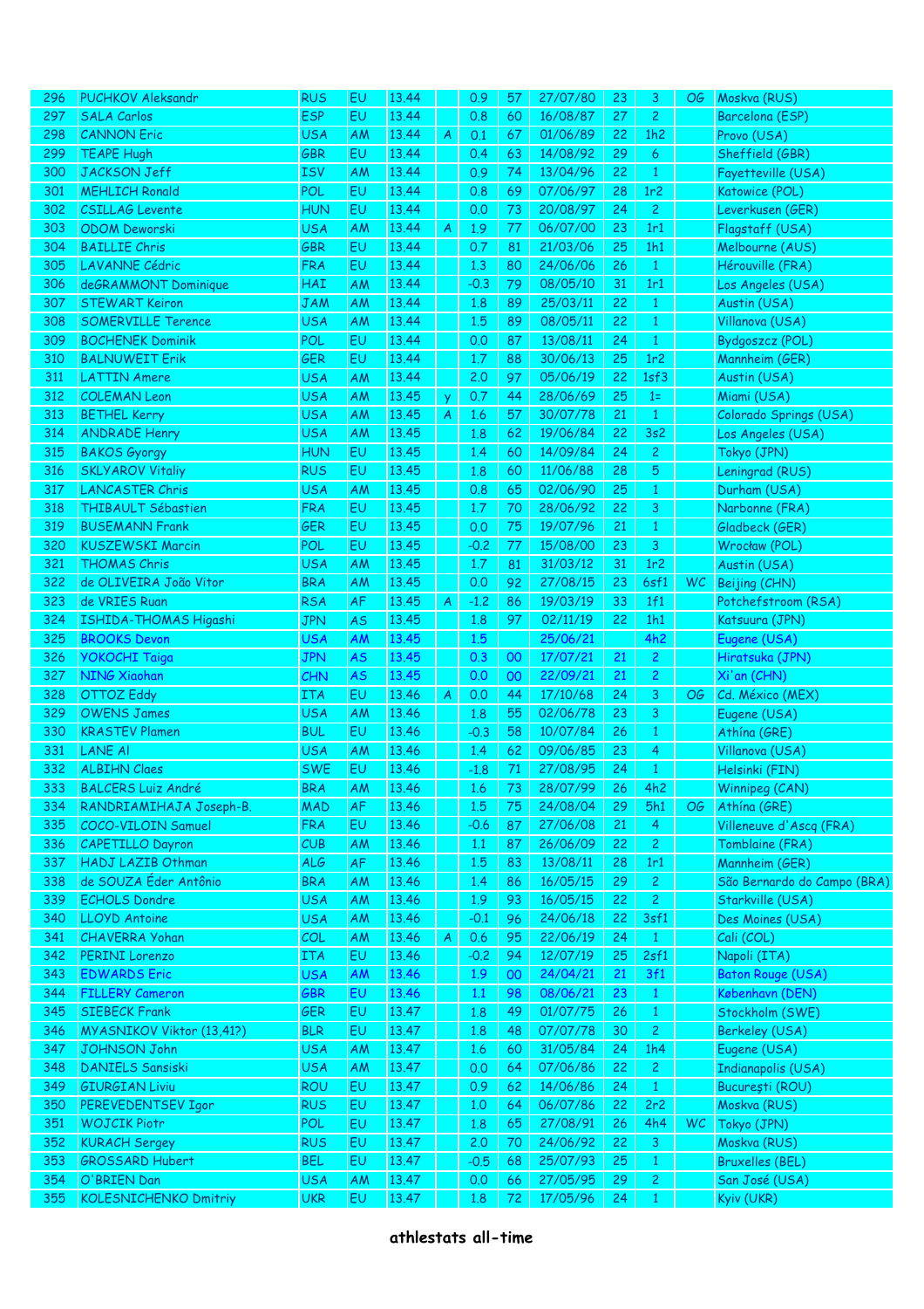| | | | | | | | | | | | | |
|---|---|---|---|---|---|---|---|---|---|---|---|---|
| 296 | PUCHKOV Aleksandr | RUS | EU | 13.44 | | 0.9 | 57 | 27/07/80 | 23 | 3 | OG | Moskva (RUS) |
| 297 | SALA Carlos | ESP | EU | 13.44 | | 0.8 | 60 | 16/08/87 | 27 | 2 | | Barcelona (ESP) |
| 298 | CANNON Eric | USA | AM | 13.44 | A | 0.1 | 67 | 01/06/89 | 22 | 1h2 | | Provo (USA) |
| 299 | TEAPE Hugh | GBR | EU | 13.44 | | 0.4 | 63 | 14/08/92 | 29 | 6 | | Sheffield (GBR) |
| 300 | JACKSON Jeff | ISV | AM | 13.44 | | 0.9 | 74 | 13/04/96 | 22 | 1 | | Fayetteville (USA) |
| 301 | MEHLICH Ronald | POL | EU | 13.44 | | 0.8 | 69 | 07/06/97 | 28 | 1r2 | | Katowice (POL) |
| 302 | CSILLAG Levente | HUN | EU | 13.44 | | 0.0 | 73 | 20/08/97 | 24 | 2 | | Leverkusen (GER) |
| 303 | ODOM Deworski | USA | AM | 13.44 | A | 1.9 | 77 | 06/07/00 | 23 | 1r1 | | Flagstaff (USA) |
| 304 | BAILLIE Chris | GBR | EU | 13.44 | | 0.7 | 81 | 21/03/06 | 25 | 1h1 | | Melbourne (AUS) |
| 305 | LAVANNE Cédric | FRA | EU | 13.44 | | 1.3 | 80 | 24/06/06 | 26 | 1 | | Hérouville (FRA) |
| 306 | deGRAMMONT Dominique | HAI | AM | 13.44 | | -0.3 | 79 | 08/05/10 | 31 | 1r1 | | Los Angeles (USA) |
| 307 | STEWART Keiron | JAM | AM | 13.44 | | 1.8 | 89 | 25/03/11 | 22 | 1 | | Austin (USA) |
| 308 | SOMERVILLE Terence | USA | AM | 13.44 | | 1.5 | 89 | 08/05/11 | 22 | 1 | | Villanova (USA) |
| 309 | BOCHENEK Dominik | POL | EU | 13.44 | | 0.0 | 87 | 13/08/11 | 24 | 1 | | Bydgoszcz (POL) |
| 310 | BALNUWEIT Erik | GER | EU | 13.44 | | 1.7 | 88 | 30/06/13 | 25 | 1r2 | | Mannheim (GER) |
| 311 | LATTIN Amere | USA | AM | 13.44 | | 2.0 | 97 | 05/06/19 | 22 | 1sf3 | | Austin (USA) |
| 312 | COLEMAN Leon | USA | AM | 13.45 | y | 0.7 | 44 | 28/06/69 | 25 | 1= | | Miami (USA) |
| 313 | BETHEL Kerry | USA | AM | 13.45 | A | 1.6 | 57 | 30/07/78 | 21 | 1 | | Colorado Springs (USA) |
| 314 | ANDRADE Henry | USA | AM | 13.45 | | 1.8 | 62 | 19/06/84 | 22 | 3s2 | | Los Angeles (USA) |
| 315 | BAKOS Gyorgy | HUN | EU | 13.45 | | 1.4 | 60 | 14/09/84 | 24 | 2 | | Tokyo (JPN) |
| 316 | SKLYAROV Vitaliy | RUS | EU | 13.45 | | 1.8 | 60 | 11/06/88 | 28 | 5 | | Leningrad (RUS) |
| 317 | LANCASTER Chris | USA | AM | 13.45 | | 0.8 | 65 | 02/06/90 | 25 | 1 | | Durham (USA) |
| 318 | THIBAULT Sébastien | FRA | EU | 13.45 | | 1.7 | 70 | 28/06/92 | 22 | 3 | | Narbonne (FRA) |
| 319 | BUSEMANN Frank | GER | EU | 13.45 | | 0.0 | 75 | 19/07/96 | 21 | 1 | | Gladbeck (GER) |
| 320 | KUSZEWSKI Marcin | POL | EU | 13.45 | | -0.2 | 77 | 15/08/00 | 23 | 3 | | Wrocław (POL) |
| 321 | THOMAS Chris | USA | AM | 13.45 | | 1.7 | 81 | 31/03/12 | 31 | 1r2 | | Austin (USA) |
| 322 | de OLIVEIRA João Vitor | BRA | AM | 13.45 | | 0.0 | 92 | 27/08/15 | 23 | 6sf1 | WC | Beijing (CHN) |
| 323 | de VRIES Ruan | RSA | AF | 13.45 | A | -1.2 | 86 | 19/03/19 | 33 | 1f1 | | Potchefstroom (RSA) |
| 324 | ISHIDA-THOMAS Higashi | JPN | AS | 13.45 | | 1.8 | 97 | 02/11/19 | 22 | 1h1 | | Katsuura (JPN) |
| 325 | BROOKS Devon | USA | AM | 13.45 | | 1.5 | | 25/06/21 | | 4h2 | | Eugene (USA) |
| 326 | YOKOCHI Taiga | JPN | AS | 13.45 | | 0.3 | 00 | 17/07/21 | 21 | 2 | | Hiratsuka (JPN) |
| 327 | NING Xiaohan | CHN | AS | 13.45 | | 0.0 | 00 | 22/09/21 | 21 | 2 | | Xi'an (CHN) |
| 328 | OTTOZ Eddy | ITA | EU | 13.46 | A | 0.0 | 44 | 17/10/68 | 24 | 3 | OG | Cd. México (MEX) |
| 329 | OWENS James | USA | AM | 13.46 | | 1.8 | 55 | 02/06/78 | 23 | 3 | | Eugene (USA) |
| 330 | KRASTEV Plamen | BUL | EU | 13.46 | | -0.3 | 58 | 10/07/84 | 26 | 1 | | Athína (GRE) |
| 331 | LANE Al | USA | AM | 13.46 | | 1.4 | 62 | 09/06/85 | 23 | 4 | | Villanova (USA) |
| 332 | ALBIHN Claes | SWE | EU | 13.46 | | -1.8 | 71 | 27/08/95 | 24 | 1 | | Helsinki (FIN) |
| 333 | BALCERS Luiz André | BRA | AM | 13.46 | | 1.6 | 73 | 28/07/99 | 26 | 4h2 | | Winnipeg (CAN) |
| 334 | RANDRIAMIHAJA Joseph-B. | MAD | AF | 13.46 | | 1.5 | 75 | 24/08/04 | 29 | 5h1 | OG | Athína (GRE) |
| 335 | COCO-VILOIN Samuel | FRA | EU | 13.46 | | -0.6 | 87 | 27/06/08 | 21 | 4 | | Villeneuve d'Ascq (FRA) |
| 336 | CAPETILLO Dayron | CUB | AM | 13.46 | | 1.1 | 87 | 26/06/09 | 22 | 2 | | Tomblaine (FRA) |
| 337 | HADJ LAZIB Othman | ALG | AF | 13.46 | | 1.5 | 83 | 13/08/11 | 28 | 1r1 | | Mannheim (GER) |
| 338 | de SOUZA Éder Antônio | BRA | AM | 13.46 | | 1.4 | 86 | 16/05/15 | 29 | 2 | | São Bernardo do Campo (BRA) |
| 339 | ECHOLS Dondre | USA | AM | 13.46 | | 1.9 | 93 | 16/05/15 | 22 | 2 | | Starkville (USA) |
| 340 | LLOYD Antoine | USA | AM | 13.46 | | -0.1 | 96 | 24/06/18 | 22 | 3sf1 | | Des Moines (USA) |
| 341 | CHAVERRA Yohan | COL | AM | 13.46 | A | 0.6 | 95 | 22/06/19 | 24 | 1 | | Cali (COL) |
| 342 | PERINI Lorenzo | ITA | EU | 13.46 | | -0.2 | 94 | 12/07/19 | 25 | 2sf1 | | Napoli (ITA) |
| 343 | EDWARDS Eric | USA | AM | 13.46 | | 1.9 | 00 | 24/04/21 | 21 | 3f1 | | Baton Rouge (USA) |
| 344 | FILLERY Cameron | GBR | EU | 13.46 | | 1.1 | 98 | 08/06/21 | 23 | 1 | | København (DEN) |
| 345 | SIEBECK Frank | GER | EU | 13.47 | | 1.8 | 49 | 01/07/75 | 26 | 1 | | Stockholm (SWE) |
| 346 | MYASNIKOV Viktor (13,41?) | BLR | EU | 13.47 | | 1.8 | 48 | 07/07/78 | 30 | 2 | | Berkeley (USA) |
| 347 | JOHNSON John | USA | AM | 13.47 | | 1.6 | 60 | 31/05/84 | 24 | 1h4 | | Eugene (USA) |
| 348 | DANIELS Sansiski | USA | AM | 13.47 | | 0.0 | 64 | 07/06/86 | 22 | 2 | | Indianapolis (USA) |
| 349 | GIURGIAN Liviu | ROU | EU | 13.47 | | 0.9 | 62 | 14/06/86 | 24 | 1 | | Bucureşti (ROU) |
| 350 | PEREVEDENTSEV Igor | RUS | EU | 13.47 | | 1.0 | 64 | 06/07/86 | 22 | 2r2 | | Moskva (RUS) |
| 351 | WOJCIK Piotr | POL | EU | 13.47 | | 1.8 | 65 | 27/08/91 | 26 | 4h4 | WC | Tokyo (JPN) |
| 352 | KURACH Sergey | RUS | EU | 13.47 | | 2.0 | 70 | 24/06/92 | 22 | 3 | | Moskva (RUS) |
| 353 | GROSSARD Hubert | BEL | EU | 13.47 | | -0.5 | 68 | 25/07/93 | 25 | 1 | | Bruxelles (BEL) |
| 354 | O'BRIEN Dan | USA | AM | 13.47 | | 0.0 | 66 | 27/05/95 | 29 | 2 | | San José (USA) |
| 355 | KOLESNICHENKO Dmitriy | UKR | EU | 13.47 | | 1.8 | 72 | 17/05/96 | 24 | 1 | | Kyiv (UKR) |

**athlestats all-time**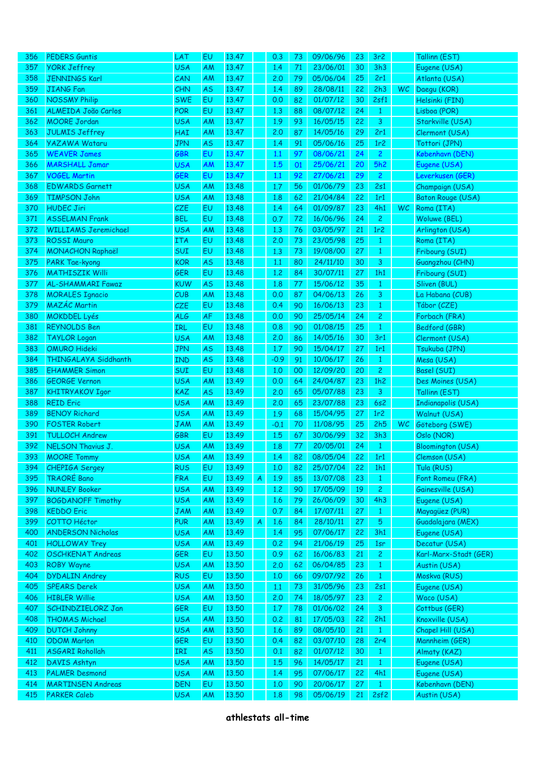| | | | | | | | | | | | | |
|---|---|---|---|---|---|---|---|---|---|---|---|---|
| 356 | PEDERS Guntis | LAT | EU | 13.47 | | 0.3 | 73 | 09/06/96 | 23 | 3r2 | | Tallinn (EST) |
| 357 | YORK Jeffrey | USA | AM | 13.47 | | 1.4 | 71 | 23/06/01 | 30 | 3h3 | | Eugene (USA) |
| 358 | JENNINGS Karl | CAN | AM | 13.47 | | 2.0 | 79 | 05/06/04 | 25 | 2r1 | | Atlanta (USA) |
| 359 | JIANG Fan | CHN | AS | 13.47 | | 1.4 | 89 | 28/08/11 | 22 | 2h3 | WC | Daegu (KOR) |
| 360 | NOSSMY Philip | SWE | EU | 13.47 | | 0.0 | 82 | 01/07/12 | 30 | 2sf1 | | Helsinki (FIN) |
| 361 | ALMEIDA João Carlos | POR | EU | 13.47 | | 1.3 | 88 | 08/07/12 | 24 | 1 | | Lisboa (POR) |
| 362 | MOORE Jordan | USA | AM | 13.47 | | 1.9 | 93 | 16/05/15 | 22 | 3 | | Starkville (USA) |
| 363 | JULMIS Jeffrey | HAI | AM | 13.47 | | 2.0 | 87 | 14/05/16 | 29 | 2r1 | | Clermont (USA) |
| 364 | YAZAWA Wataru | JPN | AS | 13.47 | | 1.4 | 91 | 05/06/16 | 25 | 1r2 | | Tottori (JPN) |
| 365 | WEAVER James | GBR | EU | 13.47 | | 1.1 | 97 | 08/06/21 | 24 | 2 | | København (DEN) |
| 366 | MARSHALL Jamar | USA | AM | 13.47 | | 1.5 | 01 | 25/06/21 | 20 | 5h2 | | Eugene (USA) |
| 367 | VOGEL Martin | GER | EU | 13.47 | | 1.1 | 92 | 27/06/21 | 29 | 2 | | Leverkusen (GER) |
| 368 | EDWARDS Garnett | USA | AM | 13.48 | | 1.7 | 56 | 01/06/79 | 23 | 2s1 | | Champaign (USA) |
| 369 | TIMPSON John | USA | AM | 13.48 | | 1.8 | 62 | 21/04/84 | 22 | 1r1 | | Baton Rouge (USA) |
| 370 | HUDEC Jiri | CZE | EU | 13.48 | | 1.4 | 64 | 01/09/87 | 23 | 4h1 | WC | Roma (ITA) |
| 371 | ASSELMAN Frank | BEL | EU | 13.48 | | 0.7 | 72 | 16/06/96 | 24 | 2 | | Woluwe (BEL) |
| 372 | WILLIAMS Jeremichael | USA | AM | 13.48 | | 1.3 | 76 | 03/05/97 | 21 | 1r2 | | Arlington (USA) |
| 373 | ROSSI Mauro | ITA | EU | 13.48 | | 2.0 | 73 | 23/05/98 | 25 | 1 | | Roma (ITA) |
| 374 | MONACHON Raphaël | SUI | EU | 13.48 | | 1.3 | 73 | 19/08/00 | 27 | 1 | | Fribourg (SUI) |
| 375 | PARK Tae-kyong | KOR | AS | 13.48 | | 1.1 | 80 | 24/11/10 | 30 | 3 | | Guangzhou (CHN) |
| 376 | MATHISZIK Willi | GER | EU | 13.48 | | 1.2 | 84 | 30/07/11 | 27 | 1h1 | | Fribourg (SUI) |
| 377 | AL-SHAMMARI Fawaz | KUW | AS | 13.48 | | 1.8 | 77 | 15/06/12 | 35 | 1 | | Sliven (BUL) |
| 378 | MORALES Ignacio | CUB | AM | 13.48 | | 0.0 | 87 | 04/06/13 | 26 | 3 | | La Habana (CUB) |
| 379 | MAZÁC Martin | CZE | EU | 13.48 | | 0.4 | 90 | 16/06/13 | 23 | 1 | | Tábor (CZE) |
| 380 | MOKDDEL Lyés | ALG | AF | 13.48 | | 0.0 | 90 | 25/05/14 | 24 | 2 | | Forbach (FRA) |
| 381 | REYNOLDS Ben | IRL | EU | 13.48 | | 0.8 | 90 | 01/08/15 | 25 | 1 | | Bedford (GBR) |
| 382 | TAYLOR Logan | USA | AM | 13.48 | | 2.0 | 86 | 14/05/16 | 30 | 3r1 | | Clermont (USA) |
| 383 | OMURO Hideki | JPN | AS | 13.48 | | 1.7 | 90 | 15/04/17 | 27 | 1r1 | | Tsukuba (JPN) |
| 384 | THINGALAYA Siddhanth | IND | AS | 13.48 | | -0.9 | 91 | 10/06/17 | 26 | 1 | | Mesa (USA) |
| 385 | EHAMMER Simon | SUI | EU | 13.48 | | 1.0 | 00 | 12/09/20 | 20 | 2 | | Basel (SUI) |
| 386 | GEORGE Vernon | USA | AM | 13.49 | | 0.0 | 64 | 24/04/87 | 23 | 1h2 | | Des Moines (USA) |
| 387 | KHITRYAKOV Igor | KAZ | AS | 13.49 | | 2.0 | 65 | 05/07/88 | 23 | 3 | | Tallinn (EST) |
| 388 | REID Eric | USA | AM | 13.49 | | 2.0 | 65 | 23/07/88 | 23 | 6s2 | | Indianapolis (USA) |
| 389 | BENOY Richard | USA | AM | 13.49 | | 1.9 | 68 | 15/04/95 | 27 | 1r2 | | Walnut (USA) |
| 390 | FOSTER Robert | JAM | AM | 13.49 | | -0.1 | 70 | 11/08/95 | 25 | 2h5 | WC | Göteborg (SWE) |
| 391 | TULLOCH Andrew | GBR | EU | 13.49 | | 1.5 | 67 | 30/06/99 | 32 | 3h3 | | Oslo (NOR) |
| 392 | NELSON Thavius J. | USA | AM | 13.49 | | 1.8 | 77 | 20/05/01 | 24 | 1 | | Bloomington (USA) |
| 393 | MOORE Tommy | USA | AM | 13.49 | | 1.4 | 82 | 08/05/04 | 22 | 1r1 | | Clemson (USA) |
| 394 | CHEPIGA Sergey | RUS | EU | 13.49 | | 1.0 | 82 | 25/07/04 | 22 | 1h1 | | Tula (RUS) |
| 395 | TRAORÉ Bano | FRA | EU | 13.49 | A | 1.9 | 85 | 13/07/08 | 23 | 1 | | Font Romeu (FRA) |
| 396 | NUNLEY Booker | USA | AM | 13.49 | | 1.2 | 90 | 17/05/09 | 19 | 2 | | Gainesville (USA) |
| 397 | BOGDANOFF Timothy | USA | AM | 13.49 | | 1.6 | 79 | 26/06/09 | 30 | 4h3 | | Eugene (USA) |
| 398 | KEDDO Eric | JAM | AM | 13.49 | | 0.7 | 84 | 17/07/11 | 27 | 1 | | Mayagüez (PUR) |
| 399 | COTTO Héctor | PUR | AM | 13.49 | A | 1.6 | 84 | 28/10/11 | 27 | 5 | | Guadalajara (MEX) |
| 400 | ANDERSON Nicholas | USA | AM | 13.49 | | 1.4 | 95 | 07/06/17 | 22 | 3h1 | | Eugene (USA) |
| 401 | HOLLOWAY Trey | USA | AM | 13.49 | | 0.2 | 94 | 21/06/19 | 25 | 1sr | | Decatur (USA) |
| 402 | OSCHKENAT Andreas | GER | EU | 13.50 | | 0.9 | 62 | 16/06/83 | 21 | 2 | | Karl-Marx-Stadt (GER) |
| 403 | ROBY Wayne | USA | AM | 13.50 | | 2.0 | 62 | 06/04/85 | 23 | 1 | | Austin (USA) |
| 404 | DYDALIN Andrey | RUS | EU | 13.50 | | 1.0 | 66 | 09/07/92 | 26 | 1 | | Moskva (RUS) |
| 405 | SPEARS Derek | USA | AM | 13.50 | | 1.1 | 73 | 31/05/96 | 23 | 2s1 | | Eugene (USA) |
| 406 | HIBLER Willie | USA | AM | 13.50 | | 2.0 | 74 | 18/05/97 | 23 | 2 | | Waco (USA) |
| 407 | SCHINDZIELORZ Jan | GER | EU | 13.50 | | 1.7 | 78 | 01/06/02 | 24 | 3 | | Cottbus (GER) |
| 408 | THOMAS Michael | USA | AM | 13.50 | | 0.2 | 81 | 17/05/03 | 22 | 2h1 | | Knoxville (USA) |
| 409 | DUTCH Johnny | USA | AM | 13.50 | | 1.6 | 89 | 08/05/10 | 21 | 1 | | Chapel Hill (USA) |
| 410 | ODOM Marlon | GER | EU | 13.50 | | 0.4 | 82 | 03/07/10 | 28 | 2r4 | | Mannheim (GER) |
| 411 | ASGARI Rohollah | IRI | AS | 13.50 | | 0.1 | 82 | 01/07/12 | 30 | 1 | | Almaty (KAZ) |
| 412 | DAVIS Ashtyn | USA | AM | 13.50 | | 1.5 | 96 | 14/05/17 | 21 | 1 | | Eugene (USA) |
| 413 | PALMER Desmond | USA | AM | 13.50 | | 1.4 | 95 | 07/06/17 | 22 | 4h1 | | Eugene (USA) |
| 414 | MARTINSEN Andreas | DEN | EU | 13.50 | | 1.0 | 90 | 20/06/17 | 27 | 1 | | København (DEN) |
| 415 | PARKER Caleb | USA | AM | 13.50 | | 1.8 | 98 | 05/06/19 | 21 | 2sf2 | | Austin (USA) |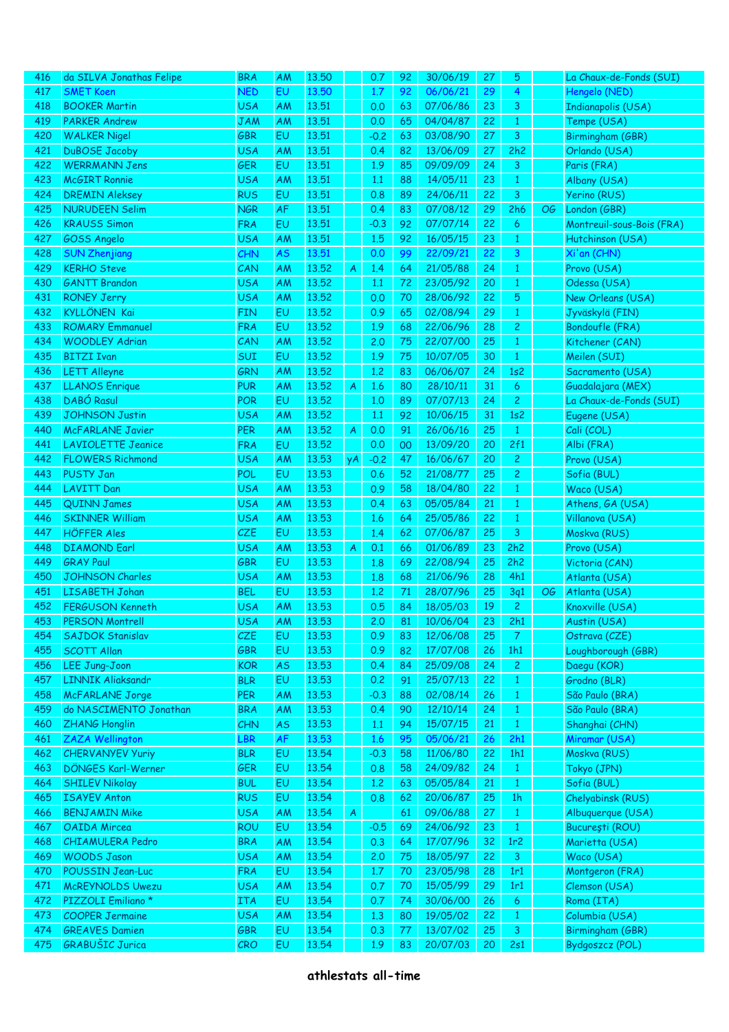| 416 | da SILVA Jonathas Felipe | BRA | AM | 13.50 | | 0.7 | 92 | 30/06/19 | 27 | 5 | | La Chaux-de-Fonds (SUI) |
|---|---|---|---|---|---|---|---|---|---|---|---|---|
| 417 | SMET Koen | NED | EU | 13.50 | | 1.7 | 92 | 06/06/21 | 29 | 4 | | Hengelo (NED) |
| 418 | BOOKER Martin | USA | AM | 13.51 | | 0.0 | 63 | 07/06/86 | 23 | 3 | | Indianapolis (USA) |
| 419 | PARKER Andrew | JAM | AM | 13.51 | | 0.0 | 65 | 04/04/87 | 22 | 1 | | Tempe (USA) |
| 420 | WALKER Nigel | GBR | EU | 13.51 | | -0.2 | 63 | 03/08/90 | 27 | 3 | | Birmingham (GBR) |
| 421 | DuBOSE Jacoby | USA | AM | 13.51 | | 0.4 | 82 | 13/06/09 | 27 | 2h2 | | Orlando (USA) |
| 422 | WERRMANN Jens | GER | EU | 13.51 | | 1.9 | 85 | 09/09/09 | 24 | 3 | | Paris (FRA) |
| 423 | McGIRT Ronnie | USA | AM | 13.51 | | 1.1 | 88 | 14/05/11 | 23 | 1 | | Albany (USA) |
| 424 | DREMIN Aleksey | RUS | EU | 13.51 | | 0.8 | 89 | 24/06/11 | 22 | 3 | | Yerino (RUS) |
| 425 | NURUDEEN Selim | NGR | AF | 13.51 | | 0.4 | 83 | 07/08/12 | 29 | 2h6 | OG | London (GBR) |
| 426 | KRAUSS Simon | FRA | EU | 13.51 | | -0.3 | 92 | 07/07/14 | 22 | 6 | | Montreuil-sous-Bois (FRA) |
| 427 | GOSS Angelo | USA | AM | 13.51 | | 1.5 | 92 | 16/05/15 | 23 | 1 | | Hutchinson (USA) |
| 428 | SUN Zhenjiang | CHN | AS | 13.51 | | 0.0 | 99 | 22/09/21 | 22 | 3 | | Xi'an (CHN) |
| 429 | KERHO Steve | CAN | AM | 13.52 | A | 1.4 | 64 | 21/05/88 | 24 | 1 | | Provo (USA) |
| 430 | GANTT Brandon | USA | AM | 13.52 | | 1.1 | 72 | 23/05/92 | 20 | 1 | | Odessa (USA) |
| 431 | RONEY Jerry | USA | AM | 13.52 | | 0.0 | 70 | 28/06/92 | 22 | 5 | | New Orleans (USA) |
| 432 | KYLLÖNEN Kai | FIN | EU | 13.52 | | 0.9 | 65 | 02/08/94 | 29 | 1 | | Jyväskylä (FIN) |
| 433 | ROMARY Emmanuel | FRA | EU | 13.52 | | 1.9 | 68 | 22/06/96 | 28 | 2 | | Bondoufle (FRA) |
| 434 | WOODLEY Adrian | CAN | AM | 13.52 | | 2.0 | 75 | 22/07/00 | 25 | 1 | | Kitchener (CAN) |
| 435 | BITZI Ivan | SUI | EU | 13.52 | | 1.9 | 75 | 10/07/05 | 30 | 1 | | Meilen (SUI) |
| 436 | LETT Alleyne | GRN | AM | 13.52 | | 1.2 | 83 | 06/06/07 | 24 | 1s2 | | Sacramento (USA) |
| 437 | LLANOS Enrique | PUR | AM | 13.52 | A | 1.6 | 80 | 28/10/11 | 31 | 6 | | Guadalajara (MEX) |
| 438 | DABÓ Rasul | POR | EU | 13.52 | | 1.0 | 89 | 07/07/13 | 24 | 2 | | La Chaux-de-Fonds (SUI) |
| 439 | JOHNSON Justin | USA | AM | 13.52 | | 1.1 | 92 | 10/06/15 | 31 | 1s2 | | Eugene (USA) |
| 440 | McFARLANE Javier | PER | AM | 13.52 | A | 0.0 | 91 | 26/06/16 | 25 | 1 | | Cali (COL) |
| 441 | LAVIOLETTE Jeanice | FRA | EU | 13.52 | | 0.0 | 00 | 13/09/20 | 20 | 2f1 | | Albi (FRA) |
| 442 | FLOWERS Richmond | USA | AM | 13.53 | yA | -0.2 | 47 | 16/06/67 | 20 | 2 | | Provo (USA) |
| 443 | PUSTY Jan | POL | EU | 13.53 | | 0.6 | 52 | 21/08/77 | 25 | 2 | | Sofia (BUL) |
| 444 | LAVITT Dan | USA | AM | 13.53 | | 0.9 | 58 | 18/04/80 | 22 | 1 | | Waco (USA) |
| 445 | QUINN James | USA | AM | 13.53 | | 0.4 | 63 | 05/05/84 | 21 | 1 | | Athens, GA (USA) |
| 446 | SKINNER William | USA | AM | 13.53 | | 1.6 | 64 | 25/05/86 | 22 | 1 | | Villanova (USA) |
| 447 | HÖFFER Ales | CZE | EU | 13.53 | | 1.4 | 62 | 07/06/87 | 25 | 3 | | Moskva (RUS) |
| 448 | DIAMOND Earl | USA | AM | 13.53 | A | 0.1 | 66 | 01/06/89 | 23 | 2h2 | | Provo (USA) |
| 449 | GRAY Paul | GBR | EU | 13.53 | | 1.8 | 69 | 22/08/94 | 25 | 2h2 | | Victoria (CAN) |
| 450 | JOHNSON Charles | USA | AM | 13.53 | | 1.8 | 68 | 21/06/96 | 28 | 4h1 | | Atlanta (USA) |
| 451 | LISABETH Johan | BEL | EU | 13.53 | | 1.2 | 71 | 28/07/96 | 25 | 3q1 | OG | Atlanta (USA) |
| 452 | FERGUSON Kenneth | USA | AM | 13.53 | | 0.5 | 84 | 18/05/03 | 19 | 2 | | Knoxville (USA) |
| 453 | PERSON Montrell | USA | AM | 13.53 | | 2.0 | 81 | 10/06/04 | 23 | 2h1 | | Austin (USA) |
| 454 | SAJDOK Stanislav | CZE | EU | 13.53 | | 0.9 | 83 | 12/06/08 | 25 | 7 | | Ostrava (CZE) |
| 455 | SCOTT Allan | GBR | EU | 13.53 | | 0.9 | 82 | 17/07/08 | 26 | 1h1 | | Loughborough (GBR) |
| 456 | LEE Jung-Joon | KOR | AS | 13.53 | | 0.4 | 84 | 25/09/08 | 24 | 2 | | Daegu (KOR) |
| 457 | LINNIK Aliaksandr | BLR | EU | 13.53 | | 0.2 | 91 | 25/07/13 | 22 | 1 | | Grodno (BLR) |
| 458 | McFARLANE Jorge | PER | AM | 13.53 | | -0.3 | 88 | 02/08/14 | 26 | 1 | | São Paulo (BRA) |
| 459 | do NASCIMENTO Jonathan | BRA | AM | 13.53 | | 0.4 | 90 | 12/10/14 | 24 | 1 | | São Paulo (BRA) |
| 460 | ZHANG Honglin | CHN | AS | 13.53 | | 1.1 | 94 | 15/07/15 | 21 | 1 | | Shanghai (CHN) |
| 461 | ZAZA Wellington | LBR | AF | 13.53 | | 1.6 | 95 | 05/06/21 | 26 | 2h1 | | Miramar (USA) |
| 462 | CHERVANYEV Yuriy | BLR | EU | 13.54 | | -0.3 | 58 | 11/06/80 | 22 | 1h1 | | Moskva (RUS) |
| 463 | DÖNGES Karl-Werner | GER | EU | 13.54 | | 0.8 | 58 | 24/09/82 | 24 | 1 | | Tokyo (JPN) |
| 464 | SHILEV Nikolay | BUL | EU | 13.54 | | 1.2 | 63 | 05/05/84 | 21 | 1 | | Sofia (BUL) |
| 465 | ISAYEV Anton | RUS | EU | 13.54 | | 0.8 | 62 | 20/06/87 | 25 | 1h | | Chelyabinsk (RUS) |
| 466 | BENJAMIN Mike | USA | AM | 13.54 | A | | 61 | 09/06/88 | 27 | 1 | | Albuquerque (USA) |
| 467 | OAIDA Mircea | ROU | EU | 13.54 | | -0.5 | 69 | 24/06/92 | 23 | 1 | | Bucureşti (ROU) |
| 468 | CHIAMULERA Pedro | BRA | AM | 13.54 | | 0.3 | 64 | 17/07/96 | 32 | 1r2 | | Marietta (USA) |
| 469 | WOODS Jason | USA | AM | 13.54 | | 2.0 | 75 | 18/05/97 | 22 | 3 | | Waco (USA) |
| 470 | POUSSIN Jean-Luc | FRA | EU | 13.54 | | 1.7 | 70 | 23/05/98 | 28 | 1r1 | | Montgeron (FRA) |
| 471 | McREYNOLDS Uwezu | USA | AM | 13.54 | | 0.7 | 70 | 15/05/99 | 29 | 1r1 | | Clemson (USA) |
| 472 | PIZZOLI Emiliano * | ITA | EU | 13.54 | | 0.7 | 74 | 30/06/00 | 26 | 6 | | Roma (ITA) |
| 473 | COOPER Jermaine | USA | AM | 13.54 | | 1.3 | 80 | 19/05/02 | 22 | 1 | | Columbia (USA) |
| 474 | GREAVES Damien | GBR | EU | 13.54 | | 0.3 | 77 | 13/07/02 | 25 | 3 | | Birmingham (GBR) |
| 475 | GRABUŠIC Jurica | CRO | EU | 13.54 | | 1.9 | 83 | 20/07/03 | 20 | 2s1 | | Bydgoszcz (POL) |

**athlestats all-time**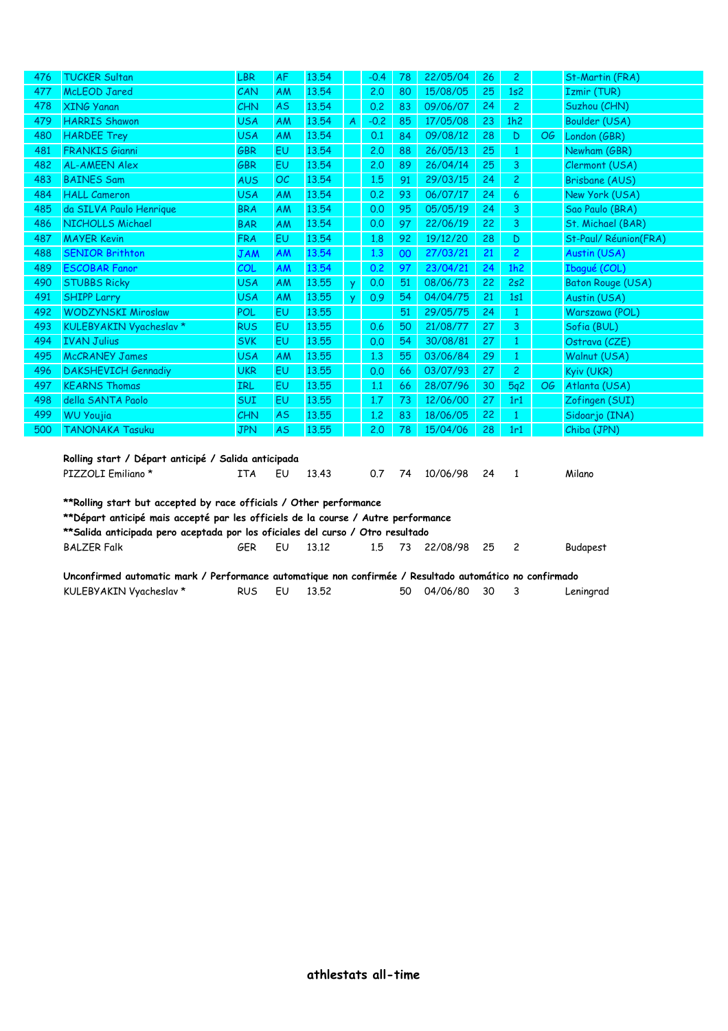| | | | | | | | | | | | | |
|---|---|---|---|---|---|---|---|---|---|---|---|---|
| 476 | TUCKER Sultan | LBR | AF | 13.54 | | -0.4 | 78 | 22/05/04 | 26 | 2 | | St-Martin (FRA) |
| 477 | McLEOD Jared | CAN | AM | 13.54 | | 2.0 | 80 | 15/08/05 | 25 | 1s2 | | Izmir (TUR) |
| 478 | XING Yanan | CHN | AS | 13.54 | | 0.2 | 83 | 09/06/07 | 24 | 2 | | Suzhou (CHN) |
| 479 | HARRIS Shawon | USA | AM | 13.54 | A | -0.2 | 85 | 17/05/08 | 23 | 1h2 | | Boulder (USA) |
| 480 | HARDEE Trey | USA | AM | 13.54 | | 0.1 | 84 | 09/08/12 | 28 | D | OG | London (GBR) |
| 481 | FRANKIS Gianni | GBR | EU | 13.54 | | 2.0 | 88 | 26/05/13 | 25 | 1 | | Newham (GBR) |
| 482 | AL-AMEEN Alex | GBR | EU | 13.54 | | 2.0 | 89 | 26/04/14 | 25 | 3 | | Clermont (USA) |
| 483 | BAINES Sam | AUS | OC | 13.54 | | 1.5 | 91 | 29/03/15 | 24 | 2 | | Brisbane (AUS) |
| 484 | HALL Cameron | USA | AM | 13.54 | | 0.2 | 93 | 06/07/17 | 24 | 6 | | New York (USA) |
| 485 | da SILVA Paulo Henrique | BRA | AM | 13.54 | | 0.0 | 95 | 05/05/19 | 24 | 3 | | Sao Paulo (BRA) |
| 486 | NICHOLLS Michael | BAR | AM | 13.54 | | 0.0 | 97 | 22/06/19 | 22 | 3 | | St. Michael (BAR) |
| 487 | MAYER Kevin | FRA | EU | 13.54 | | 1.8 | 92 | 19/12/20 | 28 | D | | St-Paul/ Réunion(FRA) |
| 488 | SENIOR Brithton | JAM | AM | 13.54 | | 1.3 | 00 | 27/03/21 | 21 | 2 | | Austin (USA) |
| 489 | ESCOBAR Fanor | COL | AM | 13.54 | | 0.2 | 97 | 23/04/21 | 24 | 1h2 | | Ibagué (COL) |
| 490 | STUBBS Ricky | USA | AM | 13.55 | y | 0.0 | 51 | 08/06/73 | 22 | 2s2 | | Baton Rouge (USA) |
| 491 | SHIPP Larry | USA | AM | 13.55 | y | 0.9 | 54 | 04/04/75 | 21 | 1s1 | | Austin (USA) |
| 492 | WODZYNSKI Miroslaw | POL | EU | 13.55 | | | 51 | 29/05/75 | 24 | 1 | | Warszawa (POL) |
| 493 | KULEBYAKIN Vyacheslav * | RUS | EU | 13.55 | | 0.6 | 50 | 21/08/77 | 27 | 3 | | Sofia (BUL) |
| 494 | IVAN Julius | SVK | EU | 13.55 | | 0.0 | 54 | 30/08/81 | 27 | 1 | | Ostrava (CZE) |
| 495 | McCRANEY James | USA | AM | 13.55 | | 1.3 | 55 | 03/06/84 | 29 | 1 | | Walnut (USA) |
| 496 | DAKSHEVICH Gennadiy | UKR | EU | 13.55 | | 0.0 | 66 | 03/07/93 | 27 | 2 | | Kyiv (UKR) |
| 497 | KEARNS Thomas | IRL | EU | 13.55 | | 1.1 | 66 | 28/07/96 | 30 | 5q2 | OG | Atlanta (USA) |
| 498 | della SANTA Paolo | SUI | EU | 13.55 | | 1.7 | 73 | 12/06/00 | 27 | 1r1 | | Zofingen (SUI) |
| 499 | WU Youjia | CHN | AS | 13.55 | | 1.2 | 83 | 18/06/05 | 22 | 1 | | Sidoarjo (INA) |
| 500 | TANONAKA Tasuku | JPN | AS | 13.55 | | 2.0 | 78 | 15/04/06 | 28 | 1r1 | | Chiba (JPN) |

**Rolling start / Départ anticipé / Salida anticipada**

| | | | | | | | | | |
|---|---|---|---|---|---|---|---|---|---|
| PIZZOLI Emiliano * | ITA | EU | 13.43 | 0.7 | 74 | 10/06/98 | 24 | 1 | Milano |

**\*\*Rolling start but accepted by race officials / Other performance**
**\*\*Départ anticipé mais accepté par les officiels de la course / Autre performance**
**\*\*Salida anticipada pero aceptada por los oficiales del curso / Otro resultado**

| | | | | | | | | | |
|---|---|---|---|---|---|---|---|---|---|
| BALZER Falk | GER | EU | 13.12 | 1.5 | 73 | 22/08/98 | 25 | 2 | Budapest |

**Unconfirmed automatic mark / Performance automatique non confirmée / Resultado automático no confirmado**

| | | | | | | | | | |
|---|---|---|---|---|---|---|---|---|---|
| KULEBYAKIN Vyacheslav * | RUS | EU | 13.52 | | 50 | 04/06/80 | 30 | 3 | Leningrad |

**athlestats all-time**